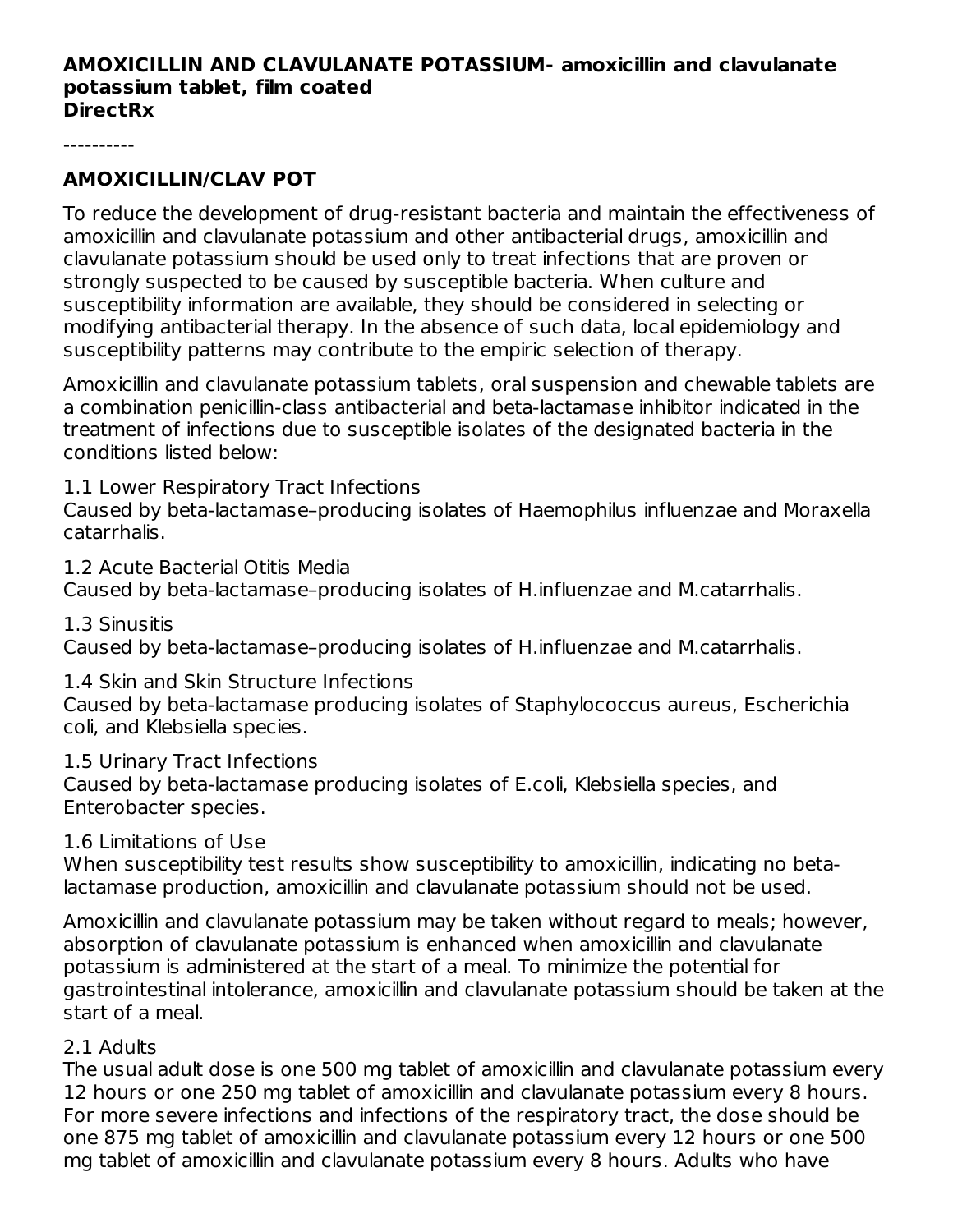**AMOXICILLIN AND CLAVULANATE POTASSIUM- amoxicillin and clavulanate potassium tablet, film coated**
**DirectRx**

----------

## AMOXICILLIN/CLAV POT

To reduce the development of drug-resistant bacteria and maintain the effectiveness of amoxicillin and clavulanate potassium and other antibacterial drugs, amoxicillin and clavulanate potassium should be used only to treat infections that are proven or strongly suspected to be caused by susceptible bacteria. When culture and susceptibility information are available, they should be considered in selecting or modifying antibacterial therapy. In the absence of such data, local epidemiology and susceptibility patterns may contribute to the empiric selection of therapy.

Amoxicillin and clavulanate potassium tablets, oral suspension and chewable tablets are a combination penicillin-class antibacterial and beta-lactamase inhibitor indicated in the treatment of infections due to susceptible isolates of the designated bacteria in the conditions listed below:

1.1 Lower Respiratory Tract Infections
Caused by beta-lactamase–producing isolates of Haemophilus influenzae and Moraxella catarrhalis.

1.2 Acute Bacterial Otitis Media
Caused by beta-lactamase–producing isolates of H.influenzae and M.catarrhalis.

1.3 Sinusitis
Caused by beta-lactamase–producing isolates of H.influenzae and M.catarrhalis.

1.4 Skin and Skin Structure Infections
Caused by beta-lactamase producing isolates of Staphylococcus aureus, Escherichia coli, and Klebsiella species.

1.5 Urinary Tract Infections
Caused by beta-lactamase producing isolates of E.coli, Klebsiella species, and Enterobacter species.

1.6 Limitations of Use
When susceptibility test results show susceptibility to amoxicillin, indicating no beta-lactamase production, amoxicillin and clavulanate potassium should not be used.

Amoxicillin and clavulanate potassium may be taken without regard to meals; however, absorption of clavulanate potassium is enhanced when amoxicillin and clavulanate potassium is administered at the start of a meal. To minimize the potential for gastrointestinal intolerance, amoxicillin and clavulanate potassium should be taken at the start of a meal.

2.1 Adults
The usual adult dose is one 500 mg tablet of amoxicillin and clavulanate potassium every 12 hours or one 250 mg tablet of amoxicillin and clavulanate potassium every 8 hours. For more severe infections and infections of the respiratory tract, the dose should be one 875 mg tablet of amoxicillin and clavulanate potassium every 12 hours or one 500 mg tablet of amoxicillin and clavulanate potassium every 8 hours. Adults who have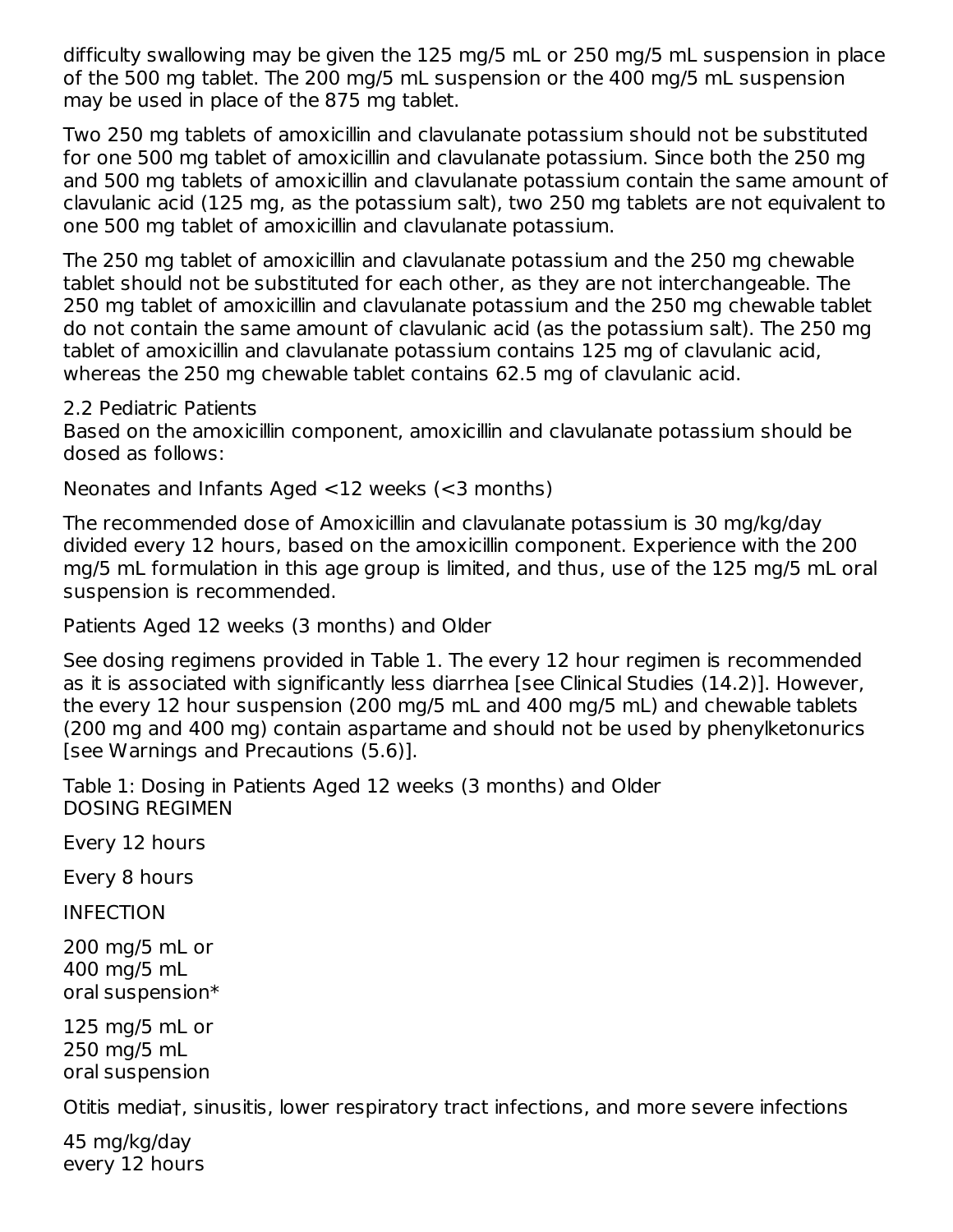difficulty swallowing may be given the 125 mg/5 mL or 250 mg/5 mL suspension in place of the 500 mg tablet. The 200 mg/5 mL suspension or the 400 mg/5 mL suspension may be used in place of the 875 mg tablet.

Two 250 mg tablets of amoxicillin and clavulanate potassium should not be substituted for one 500 mg tablet of amoxicillin and clavulanate potassium. Since both the 250 mg and 500 mg tablets of amoxicillin and clavulanate potassium contain the same amount of clavulanic acid (125 mg, as the potassium salt), two 250 mg tablets are not equivalent to one 500 mg tablet of amoxicillin and clavulanate potassium.

The 250 mg tablet of amoxicillin and clavulanate potassium and the 250 mg chewable tablet should not be substituted for each other, as they are not interchangeable. The 250 mg tablet of amoxicillin and clavulanate potassium and the 250 mg chewable tablet do not contain the same amount of clavulanic acid (as the potassium salt). The 250 mg tablet of amoxicillin and clavulanate potassium contains 125 mg of clavulanic acid, whereas the 250 mg chewable tablet contains 62.5 mg of clavulanic acid.

## 2.2 Pediatric Patients

Based on the amoxicillin component, amoxicillin and clavulanate potassium should be dosed as follows:

Neonates and Infants Aged <12 weeks (<3 months)

The recommended dose of Amoxicillin and clavulanate potassium is 30 mg/kg/day divided every 12 hours, based on the amoxicillin component. Experience with the 200 mg/5 mL formulation in this age group is limited, and thus, use of the 125 mg/5 mL oral suspension is recommended.

Patients Aged 12 weeks (3 months) and Older

See dosing regimens provided in Table 1. The every 12 hour regimen is recommended as it is associated with significantly less diarrhea [see Clinical Studies (14.2)]. However, the every 12 hour suspension (200 mg/5 mL and 400 mg/5 mL) and chewable tablets (200 mg and 400 mg) contain aspartame and should not be used by phenylketonurics [see Warnings and Precautions (5.6)].

Table 1: Dosing in Patients Aged 12 weeks (3 months) and Older

| | DOSING REGIMEN | |
|---|---|---|
| | Every 12 hours | Every 8 hours |
| INFECTION | 200 mg/5 mL or 400 mg/5 mL oral suspension* | 125 mg/5 mL or 250 mg/5 mL oral suspension |
| Otitis media†, sinusitis, lower respiratory tract infections, and more severe infections | 45 mg/kg/day every 12 hours | |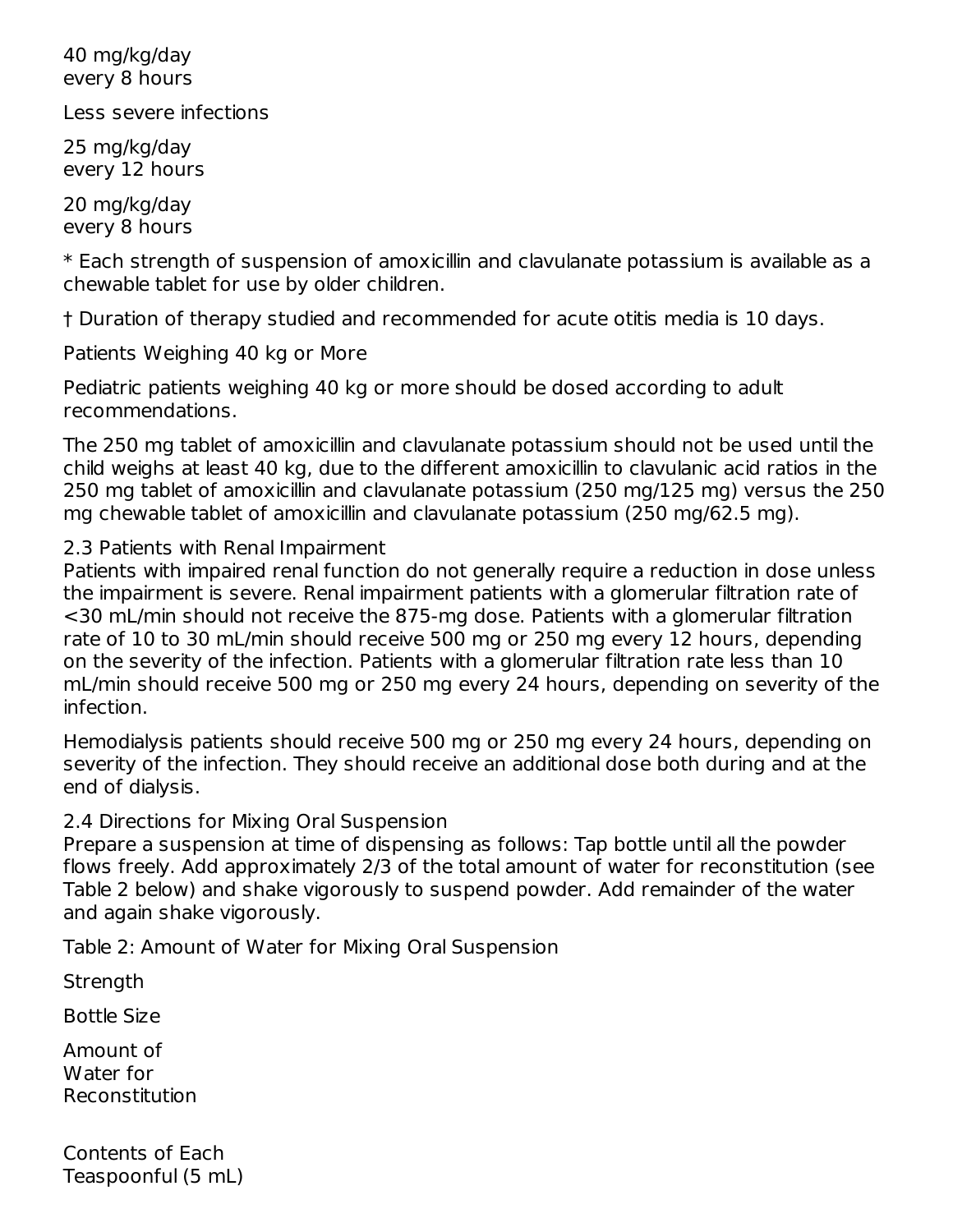40 mg/kg/day
every 8 hours

Less severe infections

25 mg/kg/day
every 12 hours

20 mg/kg/day
every 8 hours

* Each strength of suspension of amoxicillin and clavulanate potassium is available as a chewable tablet for use by older children.

† Duration of therapy studied and recommended for acute otitis media is 10 days.

Patients Weighing 40 kg or More

Pediatric patients weighing 40 kg or more should be dosed according to adult recommendations.

The 250 mg tablet of amoxicillin and clavulanate potassium should not be used until the child weighs at least 40 kg, due to the different amoxicillin to clavulanic acid ratios in the 250 mg tablet of amoxicillin and clavulanate potassium (250 mg/125 mg) versus the 250 mg chewable tablet of amoxicillin and clavulanate potassium (250 mg/62.5 mg).

## 2.3 Patients with Renal Impairment

Patients with impaired renal function do not generally require a reduction in dose unless the impairment is severe. Renal impairment patients with a glomerular filtration rate of <30 mL/min should not receive the 875-mg dose. Patients with a glomerular filtration rate of 10 to 30 mL/min should receive 500 mg or 250 mg every 12 hours, depending on the severity of the infection. Patients with a glomerular filtration rate less than 10 mL/min should receive 500 mg or 250 mg every 24 hours, depending on severity of the infection.

Hemodialysis patients should receive 500 mg or 250 mg every 24 hours, depending on severity of the infection. They should receive an additional dose both during and at the end of dialysis.

## 2.4 Directions for Mixing Oral Suspension

Prepare a suspension at time of dispensing as follows: Tap bottle until all the powder flows freely. Add approximately 2/3 of the total amount of water for reconstitution (see Table 2 below) and shake vigorously to suspend powder. Add remainder of the water and again shake vigorously.

Table 2: Amount of Water for Mixing Oral Suspension

| Strength | Bottle Size | Amount of Water for Reconstitution | Contents of Each Teaspoonful (5 mL) |
|---|---|---|---|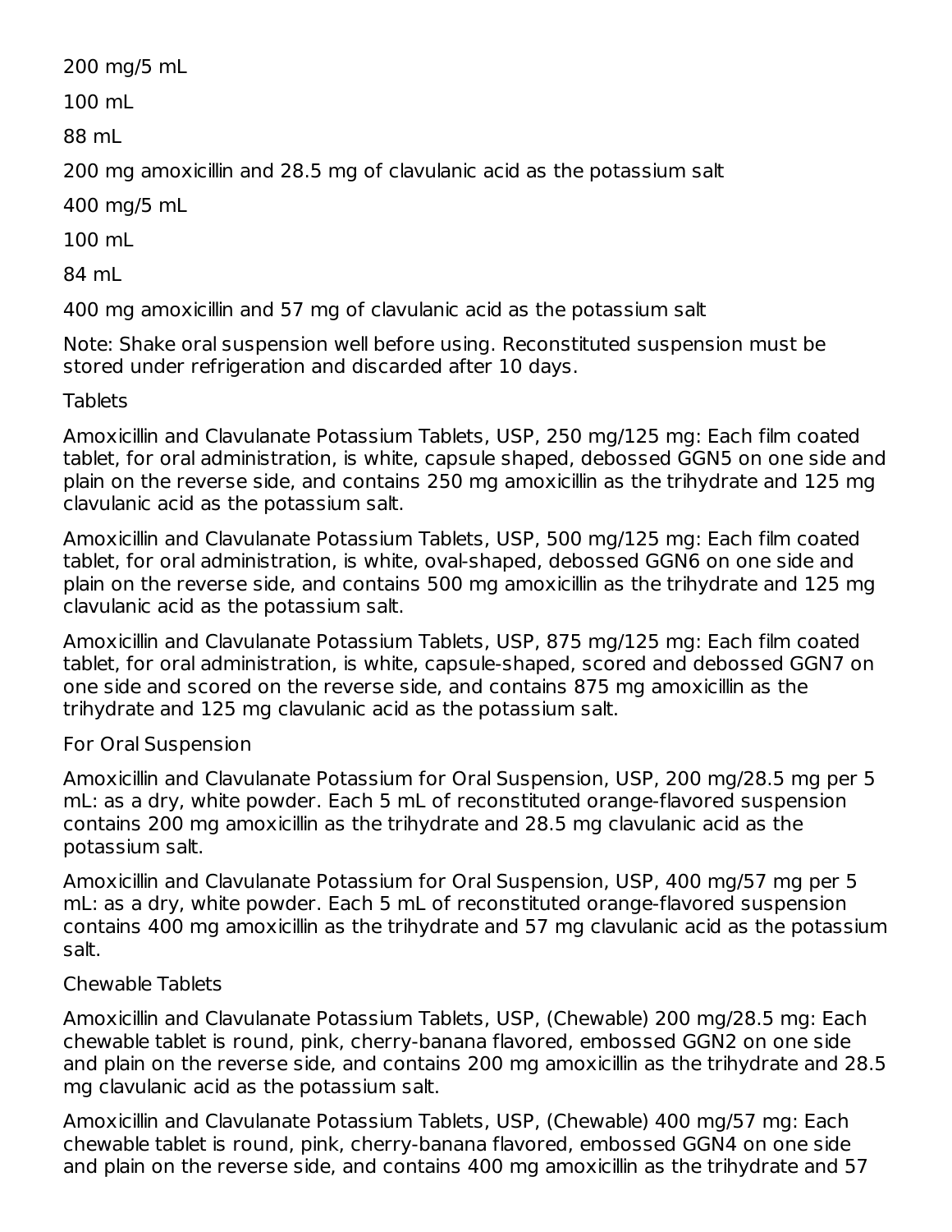200 mg/5 mL

100 mL

88 mL

200 mg amoxicillin and 28.5 mg of clavulanic acid as the potassium salt

400 mg/5 mL

100 mL

84 mL

400 mg amoxicillin and 57 mg of clavulanic acid as the potassium salt

Note: Shake oral suspension well before using. Reconstituted suspension must be stored under refrigeration and discarded after 10 days.

Tablets

Amoxicillin and Clavulanate Potassium Tablets, USP, 250 mg/125 mg: Each film coated tablet, for oral administration, is white, capsule shaped, debossed GGN5 on one side and plain on the reverse side, and contains 250 mg amoxicillin as the trihydrate and 125 mg clavulanic acid as the potassium salt.

Amoxicillin and Clavulanate Potassium Tablets, USP, 500 mg/125 mg: Each film coated tablet, for oral administration, is white, oval-shaped, debossed GGN6 on one side and plain on the reverse side, and contains 500 mg amoxicillin as the trihydrate and 125 mg clavulanic acid as the potassium salt.

Amoxicillin and Clavulanate Potassium Tablets, USP, 875 mg/125 mg: Each film coated tablet, for oral administration, is white, capsule-shaped, scored and debossed GGN7 on one side and scored on the reverse side, and contains 875 mg amoxicillin as the trihydrate and 125 mg clavulanic acid as the potassium salt.

For Oral Suspension

Amoxicillin and Clavulanate Potassium for Oral Suspension, USP, 200 mg/28.5 mg per 5 mL: as a dry, white powder. Each 5 mL of reconstituted orange-flavored suspension contains 200 mg amoxicillin as the trihydrate and 28.5 mg clavulanic acid as the potassium salt.

Amoxicillin and Clavulanate Potassium for Oral Suspension, USP, 400 mg/57 mg per 5 mL: as a dry, white powder. Each 5 mL of reconstituted orange-flavored suspension contains 400 mg amoxicillin as the trihydrate and 57 mg clavulanic acid as the potassium salt.

Chewable Tablets

Amoxicillin and Clavulanate Potassium Tablets, USP, (Chewable) 200 mg/28.5 mg: Each chewable tablet is round, pink, cherry-banana flavored, embossed GGN2 on one side and plain on the reverse side, and contains 200 mg amoxicillin as the trihydrate and 28.5 mg clavulanic acid as the potassium salt.

Amoxicillin and Clavulanate Potassium Tablets, USP, (Chewable) 400 mg/57 mg: Each chewable tablet is round, pink, cherry-banana flavored, embossed GGN4 on one side and plain on the reverse side, and contains 400 mg amoxicillin as the trihydrate and 57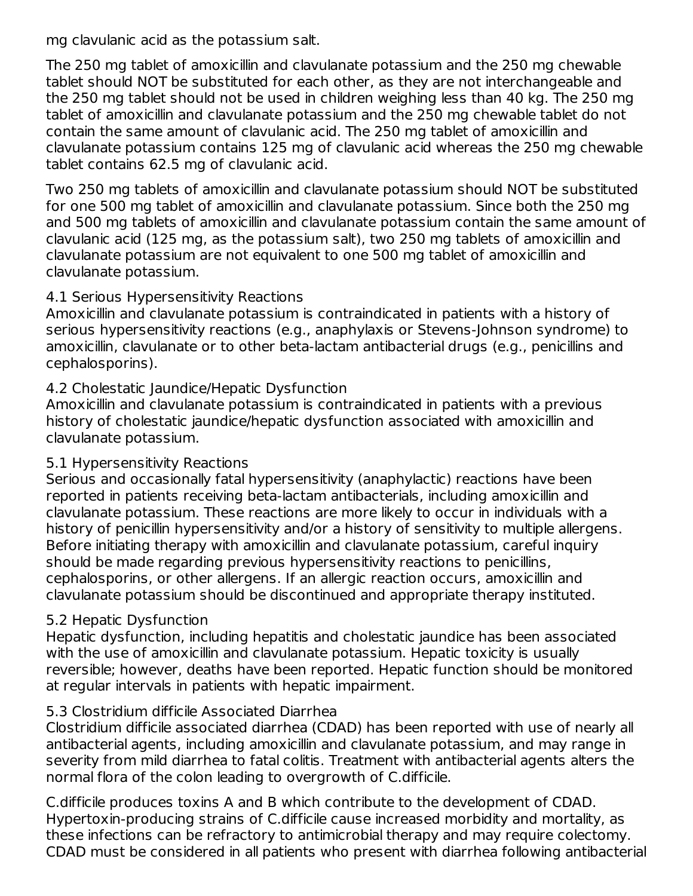mg clavulanic acid as the potassium salt.

The 250 mg tablet of amoxicillin and clavulanate potassium and the 250 mg chewable tablet should NOT be substituted for each other, as they are not interchangeable and the 250 mg tablet should not be used in children weighing less than 40 kg. The 250 mg tablet of amoxicillin and clavulanate potassium and the 250 mg chewable tablet do not contain the same amount of clavulanic acid. The 250 mg tablet of amoxicillin and clavulanate potassium contains 125 mg of clavulanic acid whereas the 250 mg chewable tablet contains 62.5 mg of clavulanic acid.

Two 250 mg tablets of amoxicillin and clavulanate potassium should NOT be substituted for one 500 mg tablet of amoxicillin and clavulanate potassium. Since both the 250 mg and 500 mg tablets of amoxicillin and clavulanate potassium contain the same amount of clavulanic acid (125 mg, as the potassium salt), two 250 mg tablets of amoxicillin and clavulanate potassium are not equivalent to one 500 mg tablet of amoxicillin and clavulanate potassium.

### 4.1 Serious Hypersensitivity Reactions

Amoxicillin and clavulanate potassium is contraindicated in patients with a history of serious hypersensitivity reactions (e.g., anaphylaxis or Stevens-Johnson syndrome) to amoxicillin, clavulanate or to other beta-lactam antibacterial drugs (e.g., penicillins and cephalosporins).

### 4.2 Cholestatic Jaundice/Hepatic Dysfunction

Amoxicillin and clavulanate potassium is contraindicated in patients with a previous history of cholestatic jaundice/hepatic dysfunction associated with amoxicillin and clavulanate potassium.

### 5.1 Hypersensitivity Reactions

Serious and occasionally fatal hypersensitivity (anaphylactic) reactions have been reported in patients receiving beta-lactam antibacterials, including amoxicillin and clavulanate potassium. These reactions are more likely to occur in individuals with a history of penicillin hypersensitivity and/or a history of sensitivity to multiple allergens. Before initiating therapy with amoxicillin and clavulanate potassium, careful inquiry should be made regarding previous hypersensitivity reactions to penicillins, cephalosporins, or other allergens. If an allergic reaction occurs, amoxicillin and clavulanate potassium should be discontinued and appropriate therapy instituted.

### 5.2 Hepatic Dysfunction

Hepatic dysfunction, including hepatitis and cholestatic jaundice has been associated with the use of amoxicillin and clavulanate potassium. Hepatic toxicity is usually reversible; however, deaths have been reported. Hepatic function should be monitored at regular intervals in patients with hepatic impairment.

### 5.3 Clostridium difficile Associated Diarrhea

Clostridium difficile associated diarrhea (CDAD) has been reported with use of nearly all antibacterial agents, including amoxicillin and clavulanate potassium, and may range in severity from mild diarrhea to fatal colitis. Treatment with antibacterial agents alters the normal flora of the colon leading to overgrowth of C.difficile.

C.difficile produces toxins A and B which contribute to the development of CDAD. Hypertoxin-producing strains of C.difficile cause increased morbidity and mortality, as these infections can be refractory to antimicrobial therapy and may require colectomy. CDAD must be considered in all patients who present with diarrhea following antibacterial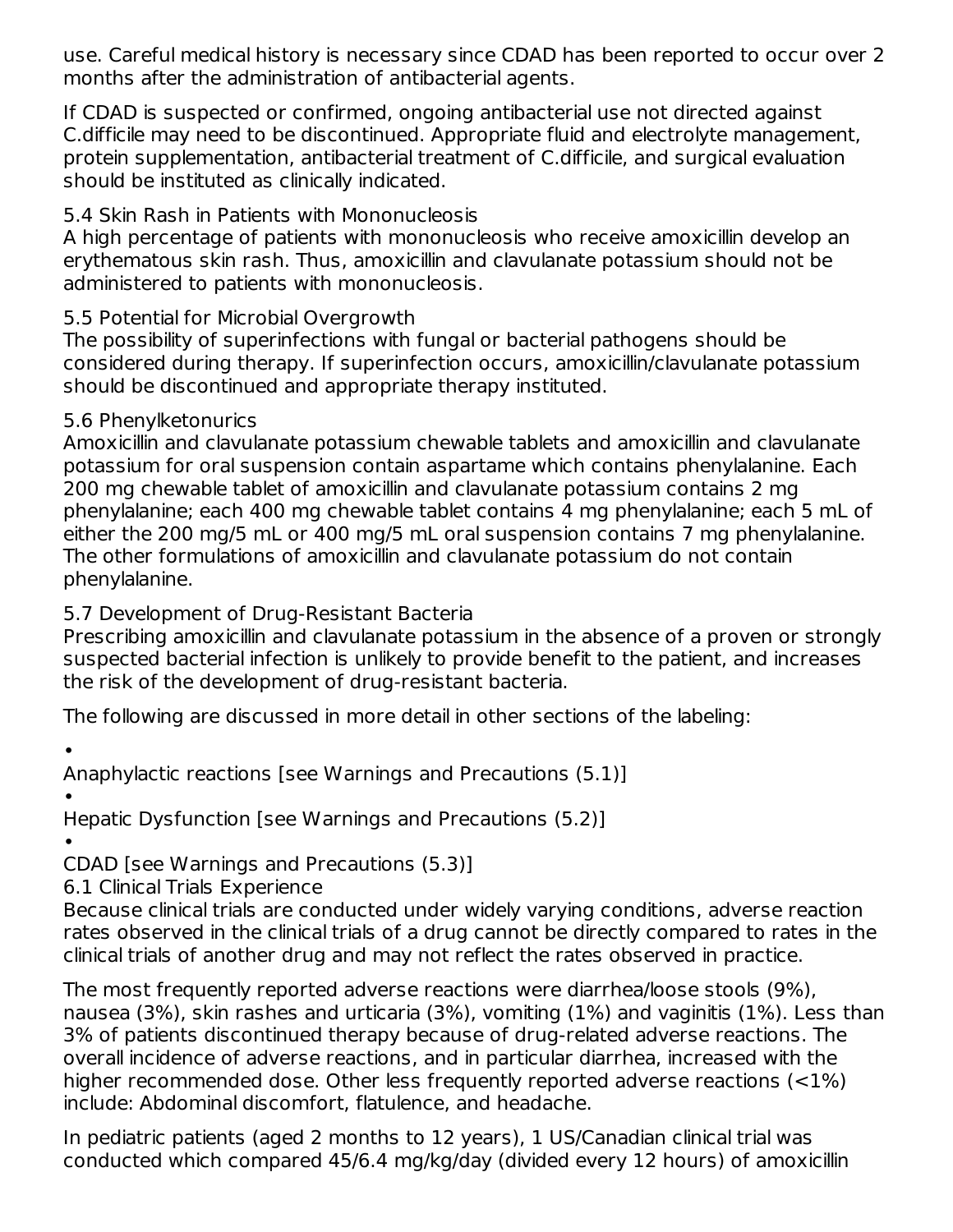use. Careful medical history is necessary since CDAD has been reported to occur over 2 months after the administration of antibacterial agents.

If CDAD is suspected or confirmed, ongoing antibacterial use not directed against C.difficile may need to be discontinued. Appropriate fluid and electrolyte management, protein supplementation, antibacterial treatment of C.difficile, and surgical evaluation should be instituted as clinically indicated.

### 5.4 Skin Rash in Patients with Mononucleosis

A high percentage of patients with mononucleosis who receive amoxicillin develop an erythematous skin rash. Thus, amoxicillin and clavulanate potassium should not be administered to patients with mononucleosis.

### 5.5 Potential for Microbial Overgrowth

The possibility of superinfections with fungal or bacterial pathogens should be considered during therapy. If superinfection occurs, amoxicillin/clavulanate potassium should be discontinued and appropriate therapy instituted.

### 5.6 Phenylketonurics

Amoxicillin and clavulanate potassium chewable tablets and amoxicillin and clavulanate potassium for oral suspension contain aspartame which contains phenylalanine. Each 200 mg chewable tablet of amoxicillin and clavulanate potassium contains 2 mg phenylalanine; each 400 mg chewable tablet contains 4 mg phenylalanine; each 5 mL of either the 200 mg/5 mL or 400 mg/5 mL oral suspension contains 7 mg phenylalanine. The other formulations of amoxicillin and clavulanate potassium do not contain phenylalanine.

### 5.7 Development of Drug-Resistant Bacteria

Prescribing amoxicillin and clavulanate potassium in the absence of a proven or strongly suspected bacterial infection is unlikely to provide benefit to the patient, and increases the risk of the development of drug-resistant bacteria.

The following are discussed in more detail in other sections of the labeling:

- Anaphylactic reactions [see Warnings and Precautions (5.1)]
- Hepatic Dysfunction [see Warnings and Precautions (5.2)]
- CDAD [see Warnings and Precautions (5.3)]

### 6.1 Clinical Trials Experience

Because clinical trials are conducted under widely varying conditions, adverse reaction rates observed in the clinical trials of a drug cannot be directly compared to rates in the clinical trials of another drug and may not reflect the rates observed in practice.

The most frequently reported adverse reactions were diarrhea/loose stools (9%), nausea (3%), skin rashes and urticaria (3%), vomiting (1%) and vaginitis (1%). Less than 3% of patients discontinued therapy because of drug-related adverse reactions. The overall incidence of adverse reactions, and in particular diarrhea, increased with the higher recommended dose. Other less frequently reported adverse reactions (<1%) include: Abdominal discomfort, flatulence, and headache.

In pediatric patients (aged 2 months to 12 years), 1 US/Canadian clinical trial was conducted which compared 45/6.4 mg/kg/day (divided every 12 hours) of amoxicillin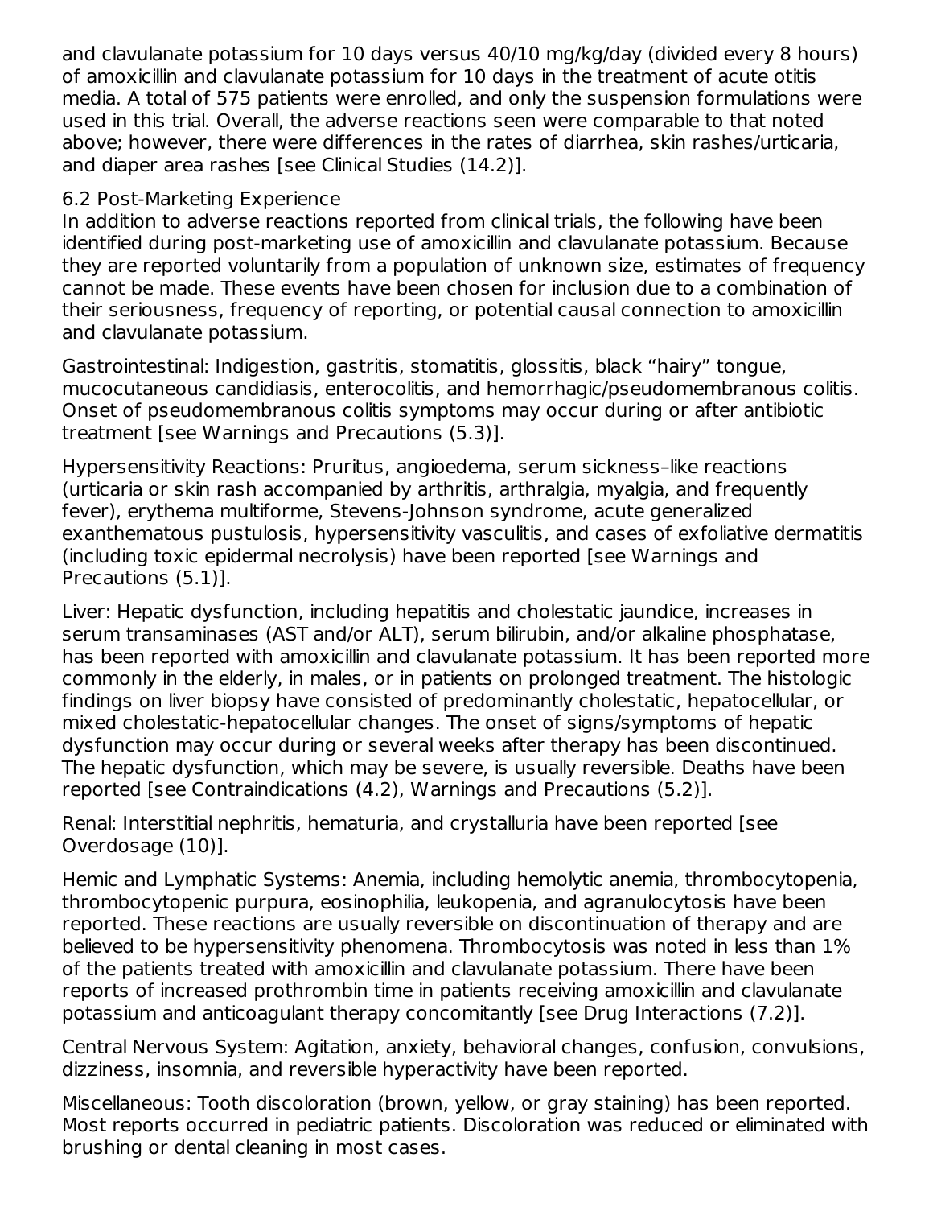and clavulanate potassium for 10 days versus 40/10 mg/kg/day (divided every 8 hours) of amoxicillin and clavulanate potassium for 10 days in the treatment of acute otitis media. A total of 575 patients were enrolled, and only the suspension formulations were used in this trial. Overall, the adverse reactions seen were comparable to that noted above; however, there were differences in the rates of diarrhea, skin rashes/urticaria, and diaper area rashes [see Clinical Studies (14.2)].

## 6.2 Post-Marketing Experience

In addition to adverse reactions reported from clinical trials, the following have been identified during post-marketing use of amoxicillin and clavulanate potassium. Because they are reported voluntarily from a population of unknown size, estimates of frequency cannot be made. These events have been chosen for inclusion due to a combination of their seriousness, frequency of reporting, or potential causal connection to amoxicillin and clavulanate potassium.

Gastrointestinal: Indigestion, gastritis, stomatitis, glossitis, black "hairy" tongue, mucocutaneous candidiasis, enterocolitis, and hemorrhagic/pseudomembranous colitis. Onset of pseudomembranous colitis symptoms may occur during or after antibiotic treatment [see Warnings and Precautions (5.3)].

Hypersensitivity Reactions: Pruritus, angioedema, serum sickness–like reactions (urticaria or skin rash accompanied by arthritis, arthralgia, myalgia, and frequently fever), erythema multiforme, Stevens-Johnson syndrome, acute generalized exanthematous pustulosis, hypersensitivity vasculitis, and cases of exfoliative dermatitis (including toxic epidermal necrolysis) have been reported [see Warnings and Precautions (5.1)].

Liver: Hepatic dysfunction, including hepatitis and cholestatic jaundice, increases in serum transaminases (AST and/or ALT), serum bilirubin, and/or alkaline phosphatase, has been reported with amoxicillin and clavulanate potassium. It has been reported more commonly in the elderly, in males, or in patients on prolonged treatment. The histologic findings on liver biopsy have consisted of predominantly cholestatic, hepatocellular, or mixed cholestatic-hepatocellular changes. The onset of signs/symptoms of hepatic dysfunction may occur during or several weeks after therapy has been discontinued. The hepatic dysfunction, which may be severe, is usually reversible. Deaths have been reported [see Contraindications (4.2), Warnings and Precautions (5.2)].

Renal: Interstitial nephritis, hematuria, and crystalluria have been reported [see Overdosage (10)].

Hemic and Lymphatic Systems: Anemia, including hemolytic anemia, thrombocytopenia, thrombocytopenic purpura, eosinophilia, leukopenia, and agranulocytosis have been reported. These reactions are usually reversible on discontinuation of therapy and are believed to be hypersensitivity phenomena. Thrombocytosis was noted in less than 1% of the patients treated with amoxicillin and clavulanate potassium. There have been reports of increased prothrombin time in patients receiving amoxicillin and clavulanate potassium and anticoagulant therapy concomitantly [see Drug Interactions (7.2)].

Central Nervous System: Agitation, anxiety, behavioral changes, confusion, convulsions, dizziness, insomnia, and reversible hyperactivity have been reported.

Miscellaneous: Tooth discoloration (brown, yellow, or gray staining) has been reported. Most reports occurred in pediatric patients. Discoloration was reduced or eliminated with brushing or dental cleaning in most cases.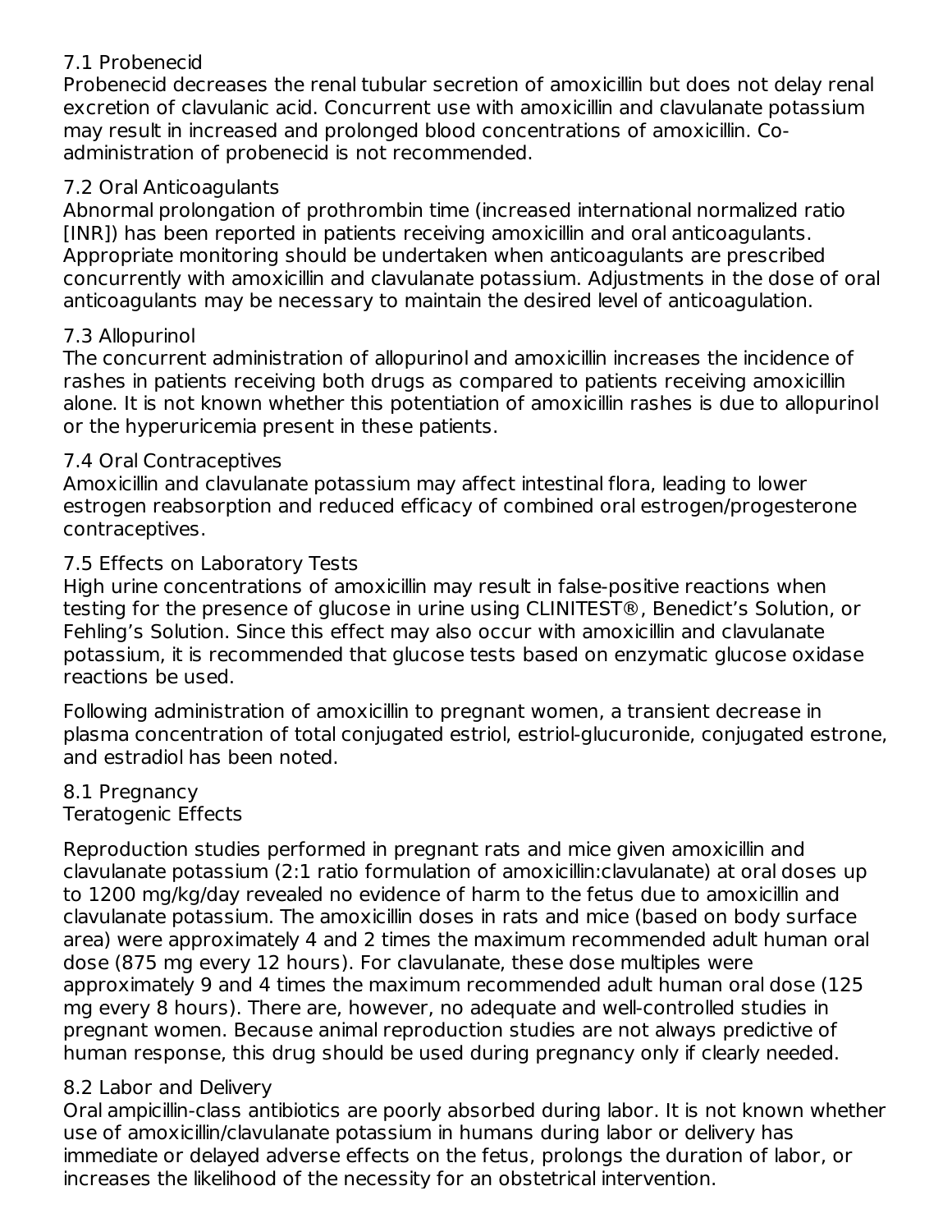### 7.1 Probenecid

Probenecid decreases the renal tubular secretion of amoxicillin but does not delay renal excretion of clavulanic acid. Concurrent use with amoxicillin and clavulanate potassium may result in increased and prolonged blood concentrations of amoxicillin. Co-administration of probenecid is not recommended.

### 7.2 Oral Anticoagulants

Abnormal prolongation of prothrombin time (increased international normalized ratio [INR]) has been reported in patients receiving amoxicillin and oral anticoagulants. Appropriate monitoring should be undertaken when anticoagulants are prescribed concurrently with amoxicillin and clavulanate potassium. Adjustments in the dose of oral anticoagulants may be necessary to maintain the desired level of anticoagulation.

### 7.3 Allopurinol

The concurrent administration of allopurinol and amoxicillin increases the incidence of rashes in patients receiving both drugs as compared to patients receiving amoxicillin alone. It is not known whether this potentiation of amoxicillin rashes is due to allopurinol or the hyperuricemia present in these patients.

### 7.4 Oral Contraceptives

Amoxicillin and clavulanate potassium may affect intestinal flora, leading to lower estrogen reabsorption and reduced efficacy of combined oral estrogen/progesterone contraceptives.

### 7.5 Effects on Laboratory Tests

High urine concentrations of amoxicillin may result in false-positive reactions when testing for the presence of glucose in urine using CLINITEST®, Benedict's Solution, or Fehling's Solution. Since this effect may also occur with amoxicillin and clavulanate potassium, it is recommended that glucose tests based on enzymatic glucose oxidase reactions be used.

Following administration of amoxicillin to pregnant women, a transient decrease in plasma concentration of total conjugated estriol, estriol-glucuronide, conjugated estrone, and estradiol has been noted.

### 8.1 Pregnancy

Teratogenic Effects

Reproduction studies performed in pregnant rats and mice given amoxicillin and clavulanate potassium (2:1 ratio formulation of amoxicillin:clavulanate) at oral doses up to 1200 mg/kg/day revealed no evidence of harm to the fetus due to amoxicillin and clavulanate potassium. The amoxicillin doses in rats and mice (based on body surface area) were approximately 4 and 2 times the maximum recommended adult human oral dose (875 mg every 12 hours). For clavulanate, these dose multiples were approximately 9 and 4 times the maximum recommended adult human oral dose (125 mg every 8 hours). There are, however, no adequate and well-controlled studies in pregnant women. Because animal reproduction studies are not always predictive of human response, this drug should be used during pregnancy only if clearly needed.

### 8.2 Labor and Delivery

Oral ampicillin-class antibiotics are poorly absorbed during labor. It is not known whether use of amoxicillin/clavulanate potassium in humans during labor or delivery has immediate or delayed adverse effects on the fetus, prolongs the duration of labor, or increases the likelihood of the necessity for an obstetrical intervention.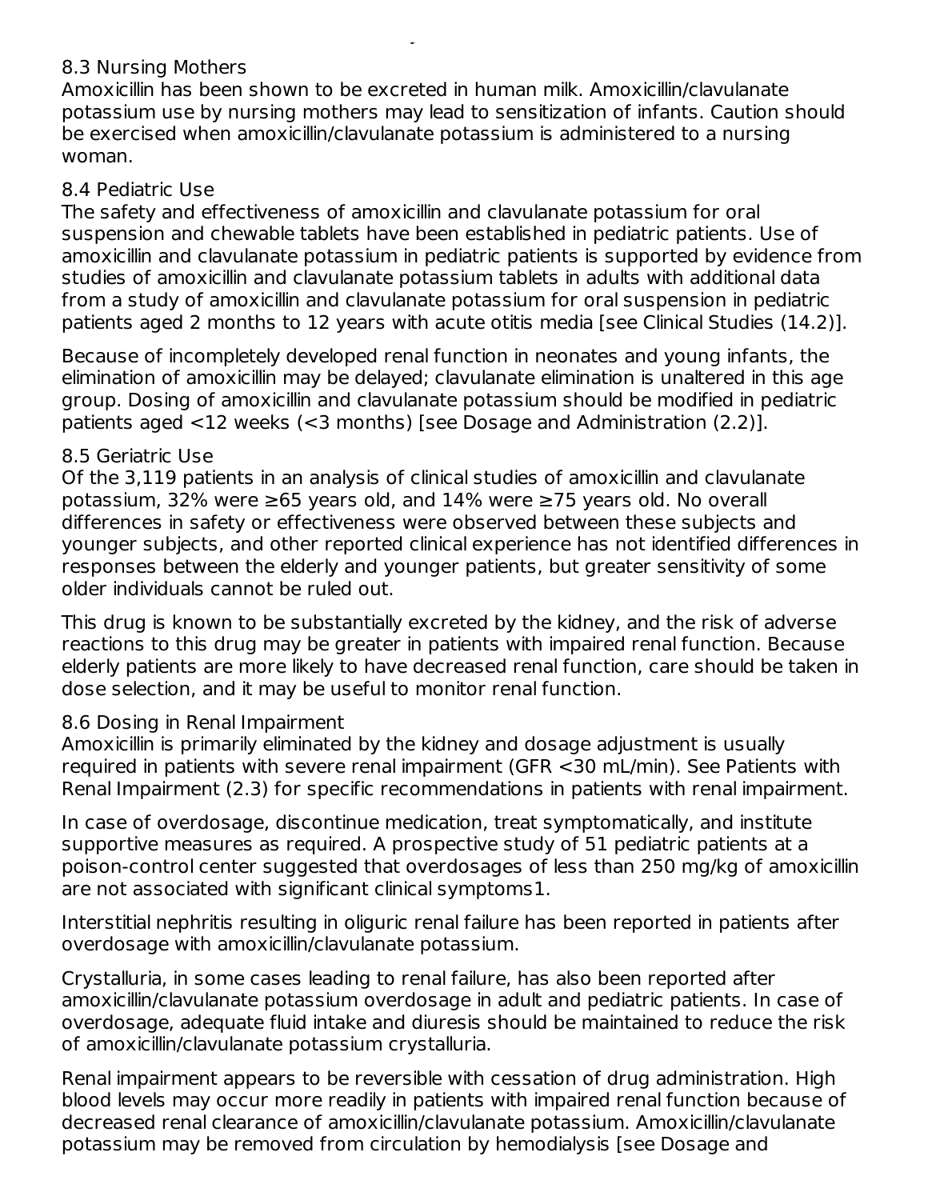### 8.3 Nursing Mothers

Amoxicillin has been shown to be excreted in human milk. Amoxicillin/clavulanate potassium use by nursing mothers may lead to sensitization of infants. Caution should be exercised when amoxicillin/clavulanate potassium is administered to a nursing woman.

### 8.4 Pediatric Use

The safety and effectiveness of amoxicillin and clavulanate potassium for oral suspension and chewable tablets have been established in pediatric patients. Use of amoxicillin and clavulanate potassium in pediatric patients is supported by evidence from studies of amoxicillin and clavulanate potassium tablets in adults with additional data from a study of amoxicillin and clavulanate potassium for oral suspension in pediatric patients aged 2 months to 12 years with acute otitis media [see Clinical Studies (14.2)].

Because of incompletely developed renal function in neonates and young infants, the elimination of amoxicillin may be delayed; clavulanate elimination is unaltered in this age group. Dosing of amoxicillin and clavulanate potassium should be modified in pediatric patients aged <12 weeks (<3 months) [see Dosage and Administration (2.2)].

### 8.5 Geriatric Use

Of the 3,119 patients in an analysis of clinical studies of amoxicillin and clavulanate potassium, 32% were ≥65 years old, and 14% were ≥75 years old. No overall differences in safety or effectiveness were observed between these subjects and younger subjects, and other reported clinical experience has not identified differences in responses between the elderly and younger patients, but greater sensitivity of some older individuals cannot be ruled out.

This drug is known to be substantially excreted by the kidney, and the risk of adverse reactions to this drug may be greater in patients with impaired renal function. Because elderly patients are more likely to have decreased renal function, care should be taken in dose selection, and it may be useful to monitor renal function.

### 8.6 Dosing in Renal Impairment

Amoxicillin is primarily eliminated by the kidney and dosage adjustment is usually required in patients with severe renal impairment (GFR <30 mL/min). See Patients with Renal Impairment (2.3) for specific recommendations in patients with renal impairment.

In case of overdosage, discontinue medication, treat symptomatically, and institute supportive measures as required. A prospective study of 51 pediatric patients at a poison-control center suggested that overdosages of less than 250 mg/kg of amoxicillin are not associated with significant clinical symptoms[1].

Interstitial nephritis resulting in oliguric renal failure has been reported in patients after overdosage with amoxicillin/clavulanate potassium.

Crystalluria, in some cases leading to renal failure, has also been reported after amoxicillin/clavulanate potassium overdosage in adult and pediatric patients. In case of overdosage, adequate fluid intake and diuresis should be maintained to reduce the risk of amoxicillin/clavulanate potassium crystalluria.

Renal impairment appears to be reversible with cessation of drug administration. High blood levels may occur more readily in patients with impaired renal function because of decreased renal clearance of amoxicillin/clavulanate potassium. Amoxicillin/clavulanate potassium may be removed from circulation by hemodialysis [see Dosage and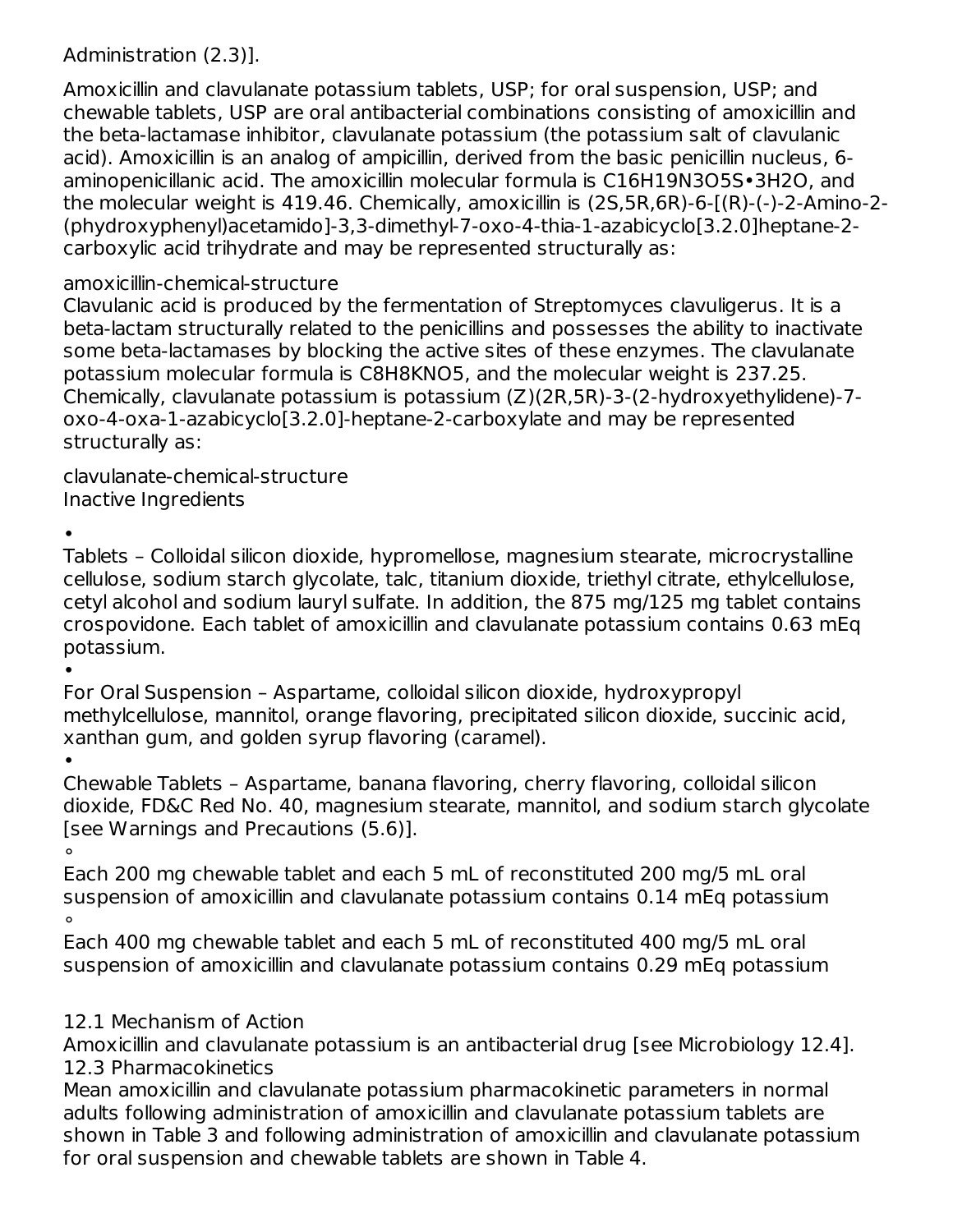Administration (2.3)].

Amoxicillin and clavulanate potassium tablets, USP; for oral suspension, USP; and chewable tablets, USP are oral antibacterial combinations consisting of amoxicillin and the beta-lactamase inhibitor, clavulanate potassium (the potassium salt of clavulanic acid). Amoxicillin is an analog of ampicillin, derived from the basic penicillin nucleus, 6-aminopenicillanic acid. The amoxicillin molecular formula is $C_{16}H_{19}N_3O_5S \cdot 3H_2O$, and the molecular weight is 419.46. Chemically, amoxicillin is (2S,5R,6R)-6-[(R)-(-)-2-Amino-2-(phydroxyphenyl)acetamido]-3,3-dimethyl-7-oxo-4-thia-1-azabicyclo[3.2.0]heptane-2-carboxylic acid trihydrate and may be represented structurally as:

amoxicillin-chemical-structure

Clavulanic acid is produced by the fermentation of Streptomyces clavuligerus. It is a beta-lactam structurally related to the penicillins and possesses the ability to inactivate some beta-lactamases by blocking the active sites of these enzymes. The clavulanate potassium molecular formula is $C_8H_8KNO_5$, and the molecular weight is 237.25. Chemically, clavulanate potassium is potassium (Z)(2R,5R)-3-(2-hydroxyethylidene)-7-oxo-4-oxa-1-azabicyclo[3.2.0]-heptane-2-carboxylate and may be represented structurally as:

clavulanate-chemical-structure

Inactive Ingredients

- Tablets – Colloidal silicon dioxide, hypromellose, magnesium stearate, microcrystalline cellulose, sodium starch glycolate, talc, titanium dioxide, triethyl citrate, ethylcellulose, cetyl alcohol and sodium lauryl sulfate. In addition, the 875 mg/125 mg tablet contains crospovidone. Each tablet of amoxicillin and clavulanate potassium contains 0.63 mEq potassium.
- For Oral Suspension – Aspartame, colloidal silicon dioxide, hydroxypropyl methylcellulose, mannitol, orange flavoring, precipitated silicon dioxide, succinic acid, xanthan gum, and golden syrup flavoring (caramel).
- Chewable Tablets – Aspartame, banana flavoring, cherry flavoring, colloidal silicon dioxide, FD&C Red No. 40, magnesium stearate, mannitol, and sodium starch glycolate [see Warnings and Precautions (5.6)].
    - Each 200 mg chewable tablet and each 5 mL of reconstituted 200 mg/5 mL oral suspension of amoxicillin and clavulanate potassium contains 0.14 mEq potassium
    - Each 400 mg chewable tablet and each 5 mL of reconstituted 400 mg/5 mL oral suspension of amoxicillin and clavulanate potassium contains 0.29 mEq potassium

### 12.1 Mechanism of Action

Amoxicillin and clavulanate potassium is an antibacterial drug [see Microbiology 12.4].

### 12.3 Pharmacokinetics

Mean amoxicillin and clavulanate potassium pharmacokinetic parameters in normal adults following administration of amoxicillin and clavulanate potassium tablets are shown in Table 3 and following administration of amoxicillin and clavulanate potassium for oral suspension and chewable tablets are shown in Table 4.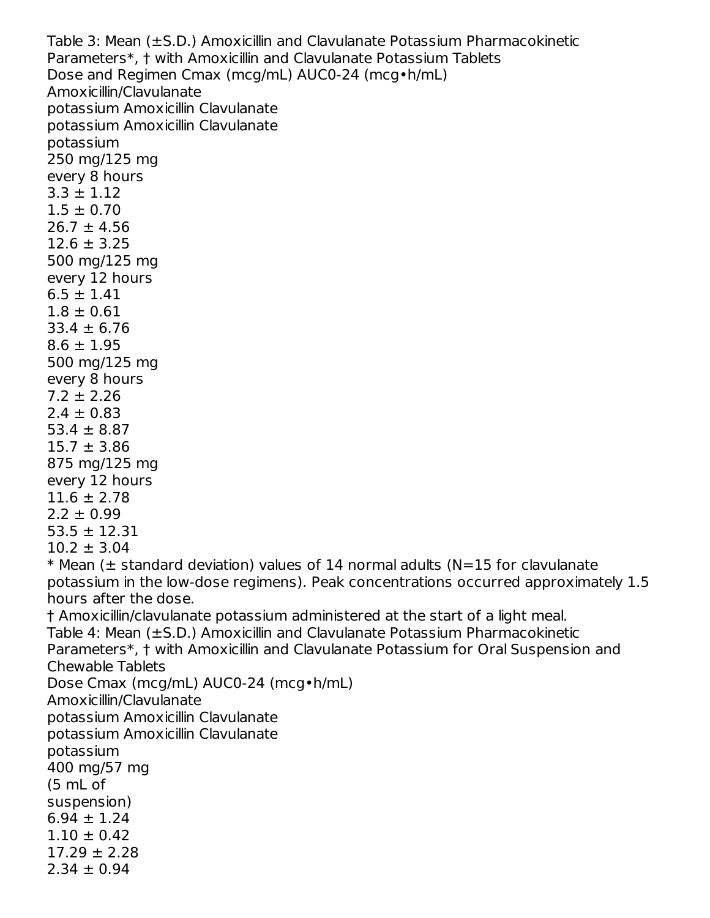Table 3: Mean (±S.D.) Amoxicillin and Clavulanate Potassium Pharmacokinetic Parameters*, † with Amoxicillin and Clavulanate Potassium Tablets

| Dose and Regimen | Cmax (mcg/mL) | | AUC0-24 (mcg•h/mL) | |
|---|---|---|---|---|
| Amoxicillin/Clavulanate potassium | Amoxicillin | Clavulanate potassium | Amoxicillin | Clavulanate potassium |
| 250 mg/125 mg every 8 hours | 3.3 ± 1.12 | 1.5 ± 0.70 | 26.7 ± 4.56 | 12.6 ± 3.25 |
| 500 mg/125 mg every 12 hours | 6.5 ± 1.41 | 1.8 ± 0.61 | 33.4 ± 6.76 | 8.6 ± 1.95 |
| 500 mg/125 mg every 8 hours | 7.2 ± 2.26 | 2.4 ± 0.83 | 53.4 ± 8.87 | 15.7 ± 3.86 |
| 875 mg/125 mg every 12 hours | 11.6 ± 2.78 | 2.2 ± 0.99 | 53.5 ± 12.31 | 10.2 ± 3.04 |

\* Mean (± standard deviation) values of 14 normal adults (N=15 for clavulanate potassium in the low-dose regimens). Peak concentrations occurred approximately 1.5 hours after the dose.

† Amoxicillin/clavulanate potassium administered at the start of a light meal.

Table 4: Mean (±S.D.) Amoxicillin and Clavulanate Potassium Pharmacokinetic Parameters*, † with Amoxicillin and Clavulanate Potassium for Oral Suspension and Chewable Tablets

| Dose | Cmax (mcg/mL) | | AUC0-24 (mcg•h/mL) | |
|---|---|---|---|---|
| Amoxicillin/Clavulanate potassium | Amoxicillin | Clavulanate potassium | Amoxicillin | Clavulanate potassium |
| 400 mg/57 mg (5 mL of suspension) | 6.94 ± 1.24 | 1.10 ± 0.42 | 17.29 ± 2.28 | 2.34 ± 0.94 |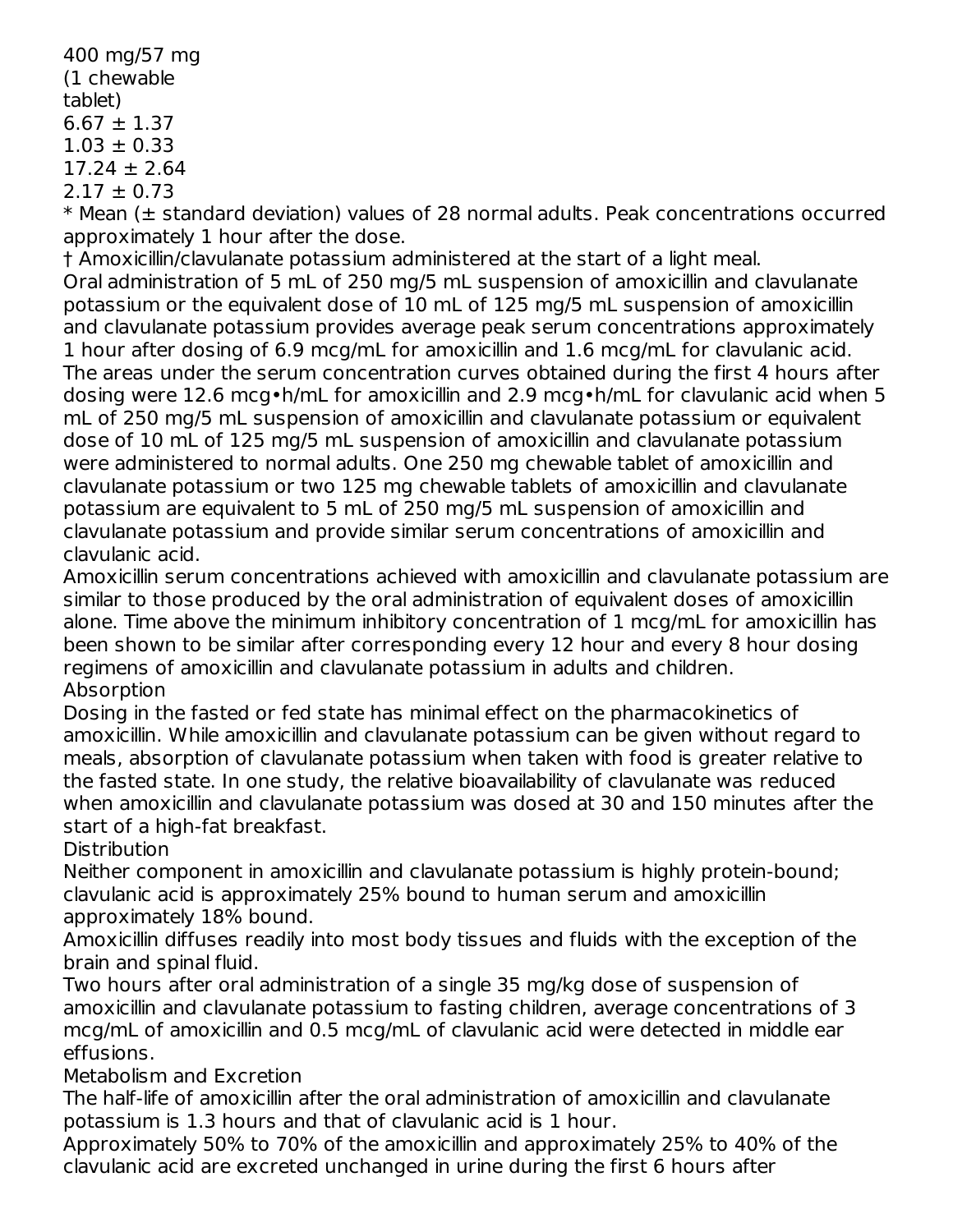| | | | | |
|---|---|---|---|---|
| 400 mg/57 mg (1 chewable tablet) | 6.67 ± 1.37 | 1.03 ± 0.33 | 17.24 ± 2.64 | 2.17 ± 0.73 |

* Mean (± standard deviation) values of 28 normal adults. Peak concentrations occurred approximately 1 hour after the dose.

† Amoxicillin/clavulanate potassium administered at the start of a light meal.

Oral administration of 5 mL of 250 mg/5 mL suspension of amoxicillin and clavulanate potassium or the equivalent dose of 10 mL of 125 mg/5 mL suspension of amoxicillin and clavulanate potassium provides average peak serum concentrations approximately 1 hour after dosing of 6.9 mcg/mL for amoxicillin and 1.6 mcg/mL for clavulanic acid. The areas under the serum concentration curves obtained during the first 4 hours after dosing were 12.6 mcg•h/mL for amoxicillin and 2.9 mcg•h/mL for clavulanic acid when 5 mL of 250 mg/5 mL suspension of amoxicillin and clavulanate potassium or equivalent dose of 10 mL of 125 mg/5 mL suspension of amoxicillin and clavulanate potassium were administered to normal adults. One 250 mg chewable tablet of amoxicillin and clavulanate potassium or two 125 mg chewable tablets of amoxicillin and clavulanate potassium are equivalent to 5 mL of 250 mg/5 mL suspension of amoxicillin and clavulanate potassium and provide similar serum concentrations of amoxicillin and clavulanic acid.

Amoxicillin serum concentrations achieved with amoxicillin and clavulanate potassium are similar to those produced by the oral administration of equivalent doses of amoxicillin alone. Time above the minimum inhibitory concentration of 1 mcg/mL for amoxicillin has been shown to be similar after corresponding every 12 hour and every 8 hour dosing regimens of amoxicillin and clavulanate potassium in adults and children.

### Absorption

Dosing in the fasted or fed state has minimal effect on the pharmacokinetics of amoxicillin. While amoxicillin and clavulanate potassium can be given without regard to meals, absorption of clavulanate potassium when taken with food is greater relative to the fasted state. In one study, the relative bioavailability of clavulanate was reduced when amoxicillin and clavulanate potassium was dosed at 30 and 150 minutes after the start of a high-fat breakfast.

### Distribution

Neither component in amoxicillin and clavulanate potassium is highly protein-bound; clavulanic acid is approximately 25% bound to human serum and amoxicillin approximately 18% bound.

Amoxicillin diffuses readily into most body tissues and fluids with the exception of the brain and spinal fluid.

Two hours after oral administration of a single 35 mg/kg dose of suspension of amoxicillin and clavulanate potassium to fasting children, average concentrations of 3 mcg/mL of amoxicillin and 0.5 mcg/mL of clavulanic acid were detected in middle ear effusions.

### Metabolism and Excretion

The half-life of amoxicillin after the oral administration of amoxicillin and clavulanate potassium is 1.3 hours and that of clavulanic acid is 1 hour.

Approximately 50% to 70% of the amoxicillin and approximately 25% to 40% of the clavulanic acid are excreted unchanged in urine during the first 6 hours after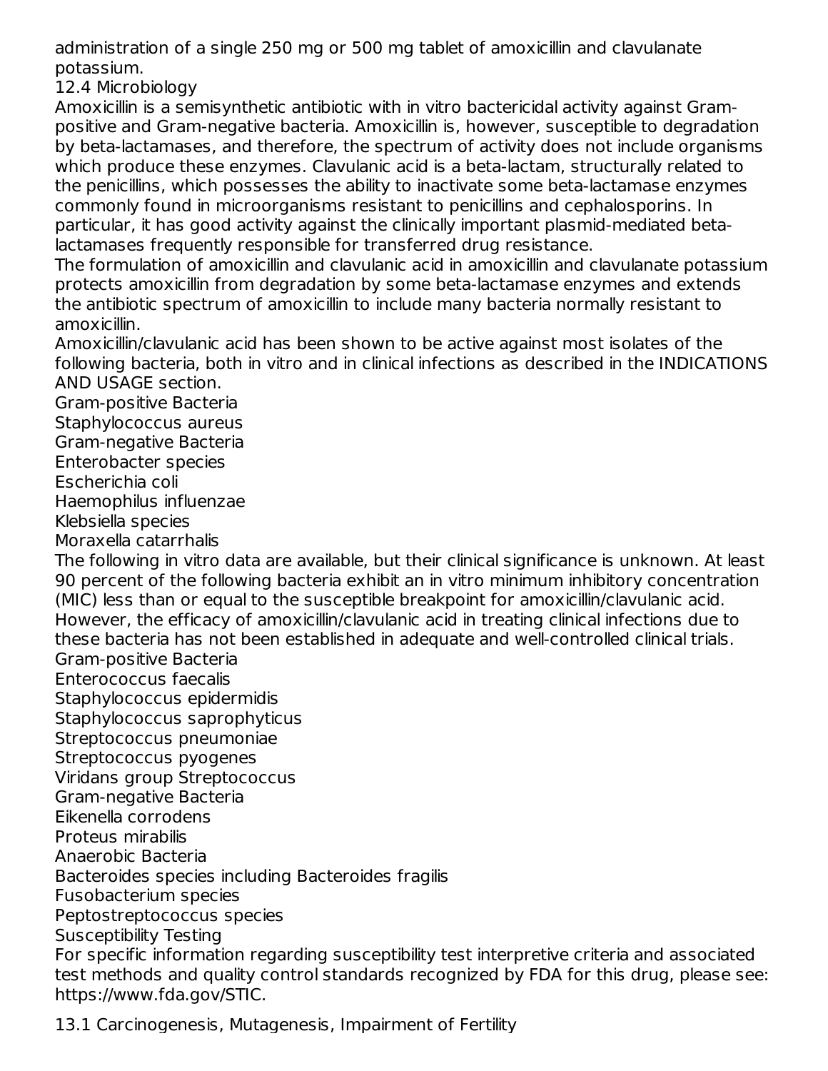administration of a single 250 mg or 500 mg tablet of amoxicillin and clavulanate potassium.

## 12.4 Microbiology

Amoxicillin is a semisynthetic antibiotic with in vitro bactericidal activity against Gram-positive and Gram-negative bacteria. Amoxicillin is, however, susceptible to degradation by beta-lactamases, and therefore, the spectrum of activity does not include organisms which produce these enzymes. Clavulanic acid is a beta-lactam, structurally related to the penicillins, which possesses the ability to inactivate some beta-lactamase enzymes commonly found in microorganisms resistant to penicillins and cephalosporins. In particular, it has good activity against the clinically important plasmid-mediated beta-lactamases frequently responsible for transferred drug resistance.

The formulation of amoxicillin and clavulanic acid in amoxicillin and clavulanate potassium protects amoxicillin from degradation by some beta-lactamase enzymes and extends the antibiotic spectrum of amoxicillin to include many bacteria normally resistant to amoxicillin.

Amoxicillin/clavulanic acid has been shown to be active against most isolates of the following bacteria, both in vitro and in clinical infections as described in the INDICATIONS AND USAGE section.

Gram-positive Bacteria

Staphylococcus aureus

Gram-negative Bacteria

Enterobacter species

Escherichia coli

Haemophilus influenzae

Klebsiella species

Moraxella catarrhalis

The following in vitro data are available, but their clinical significance is unknown. At least 90 percent of the following bacteria exhibit an in vitro minimum inhibitory concentration (MIC) less than or equal to the susceptible breakpoint for amoxicillin/clavulanic acid. However, the efficacy of amoxicillin/clavulanic acid in treating clinical infections due to these bacteria has not been established in adequate and well-controlled clinical trials.

Gram-positive Bacteria

Enterococcus faecalis

Staphylococcus epidermidis

Staphylococcus saprophyticus

Streptococcus pneumoniae

Streptococcus pyogenes

Viridans group Streptococcus

Gram-negative Bacteria

Eikenella corrodens

Proteus mirabilis

Anaerobic Bacteria

Bacteroides species including Bacteroides fragilis

Fusobacterium species

Peptostreptococcus species

Susceptibility Testing

For specific information regarding susceptibility test interpretive criteria and associated test methods and quality control standards recognized by FDA for this drug, please see: https://www.fda.gov/STIC.

## 13.1 Carcinogenesis, Mutagenesis, Impairment of Fertility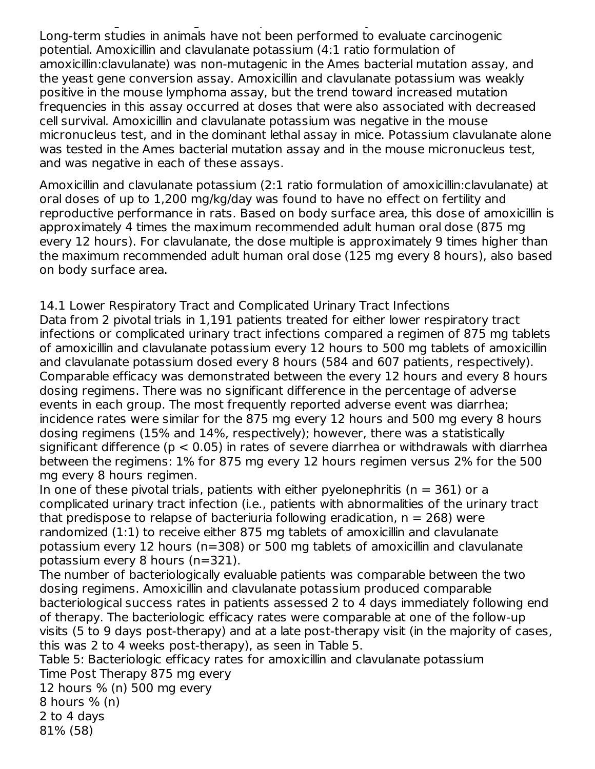Long-term studies in animals have not been performed to evaluate carcinogenic potential. Amoxicillin and clavulanate potassium (4:1 ratio formulation of amoxicillin:clavulanate) was non-mutagenic in the Ames bacterial mutation assay, and the yeast gene conversion assay. Amoxicillin and clavulanate potassium was weakly positive in the mouse lymphoma assay, but the trend toward increased mutation frequencies in this assay occurred at doses that were also associated with decreased cell survival. Amoxicillin and clavulanate potassium was negative in the mouse micronucleus test, and in the dominant lethal assay in mice. Potassium clavulanate alone was tested in the Ames bacterial mutation assay and in the mouse micronucleus test, and was negative in each of these assays.

Amoxicillin and clavulanate potassium (2:1 ratio formulation of amoxicillin:clavulanate) at oral doses of up to 1,200 mg/kg/day was found to have no effect on fertility and reproductive performance in rats. Based on body surface area, this dose of amoxicillin is approximately 4 times the maximum recommended adult human oral dose (875 mg every 12 hours). For clavulanate, the dose multiple is approximately 9 times higher than the maximum recommended adult human oral dose (125 mg every 8 hours), also based on body surface area.

## 14.1 Lower Respiratory Tract and Complicated Urinary Tract Infections

Data from 2 pivotal trials in 1,191 patients treated for either lower respiratory tract infections or complicated urinary tract infections compared a regimen of 875 mg tablets of amoxicillin and clavulanate potassium every 12 hours to 500 mg tablets of amoxicillin and clavulanate potassium dosed every 8 hours (584 and 607 patients, respectively). Comparable efficacy was demonstrated between the every 12 hours and every 8 hours dosing regimens. There was no significant difference in the percentage of adverse events in each group. The most frequently reported adverse event was diarrhea; incidence rates were similar for the 875 mg every 12 hours and 500 mg every 8 hours dosing regimens (15% and 14%, respectively); however, there was a statistically significant difference ($p < 0.05$) in rates of severe diarrhea or withdrawals with diarrhea between the regimens: 1% for 875 mg every 12 hours regimen versus 2% for the 500 mg every 8 hours regimen.

In one of these pivotal trials, patients with either pyelonephritis (n = 361) or a complicated urinary tract infection (i.e., patients with abnormalities of the urinary tract that predispose to relapse of bacteriuria following eradication, n = 268) were randomized (1:1) to receive either 875 mg tablets of amoxicillin and clavulanate potassium every 12 hours (n=308) or 500 mg tablets of amoxicillin and clavulanate potassium every 8 hours (n=321).

The number of bacteriologically evaluable patients was comparable between the two dosing regimens. Amoxicillin and clavulanate potassium produced comparable bacteriological success rates in patients assessed 2 to 4 days immediately following end of therapy. The bacteriologic efficacy rates were comparable at one of the follow-up visits (5 to 9 days post-therapy) and at a late post-therapy visit (in the majority of cases, this was 2 to 4 weeks post-therapy), as seen in Table 5.

Table 5: Bacteriologic efficacy rates for amoxicillin and clavulanate potassium

| Time Post Therapy | 875 mg every 12 hours % (n) | 500 mg every 8 hours % (n) |
|---|---|---|
| 2 to 4 days | 81% (58) | |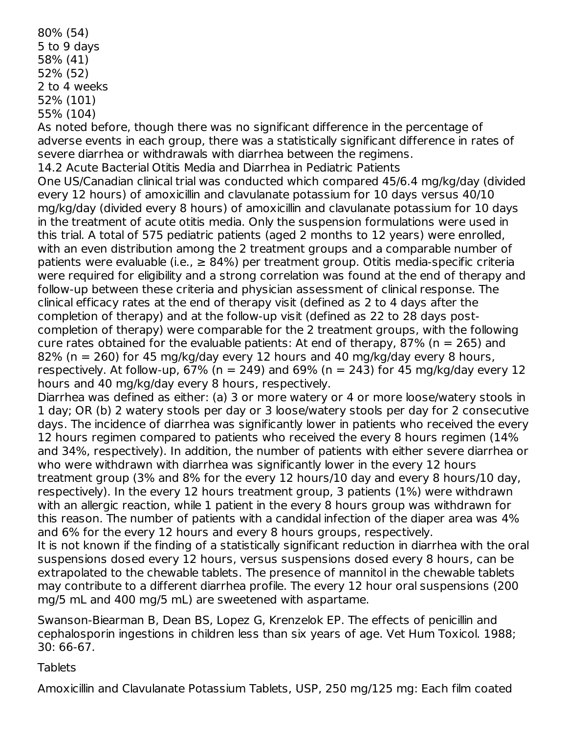80% (54)
5 to 9 days
58% (41)
52% (52)
2 to 4 weeks
52% (101)
55% (104)

As noted before, though there was no significant difference in the percentage of adverse events in each group, there was a statistically significant difference in rates of severe diarrhea or withdrawals with diarrhea between the regimens.

## 14.2 Acute Bacterial Otitis Media and Diarrhea in Pediatric Patients

One US/Canadian clinical trial was conducted which compared 45/6.4 mg/kg/day (divided every 12 hours) of amoxicillin and clavulanate potassium for 10 days versus 40/10 mg/kg/day (divided every 8 hours) of amoxicillin and clavulanate potassium for 10 days in the treatment of acute otitis media. Only the suspension formulations were used in this trial. A total of 575 pediatric patients (aged 2 months to 12 years) were enrolled, with an even distribution among the 2 treatment groups and a comparable number of patients were evaluable (i.e., ≥ 84%) per treatment group. Otitis media-specific criteria were required for eligibility and a strong correlation was found at the end of therapy and follow-up between these criteria and physician assessment of clinical response. The clinical efficacy rates at the end of therapy visit (defined as 2 to 4 days after the completion of therapy) and at the follow-up visit (defined as 22 to 28 days post-completion of therapy) were comparable for the 2 treatment groups, with the following cure rates obtained for the evaluable patients: At end of therapy, 87% (n = 265) and 82% (n = 260) for 45 mg/kg/day every 12 hours and 40 mg/kg/day every 8 hours, respectively. At follow-up, 67% (n = 249) and 69% (n = 243) for 45 mg/kg/day every 12 hours and 40 mg/kg/day every 8 hours, respectively.

Diarrhea was defined as either: (a) 3 or more watery or 4 or more loose/watery stools in 1 day; OR (b) 2 watery stools per day or 3 loose/watery stools per day for 2 consecutive days. The incidence of diarrhea was significantly lower in patients who received the every 12 hours regimen compared to patients who received the every 8 hours regimen (14% and 34%, respectively). In addition, the number of patients with either severe diarrhea or who were withdrawn with diarrhea was significantly lower in the every 12 hours treatment group (3% and 8% for the every 12 hours/10 day and every 8 hours/10 day, respectively). In the every 12 hours treatment group, 3 patients (1%) were withdrawn with an allergic reaction, while 1 patient in the every 8 hours group was withdrawn for this reason. The number of patients with a candidal infection of the diaper area was 4% and 6% for the every 12 hours and every 8 hours groups, respectively.

It is not known if the finding of a statistically significant reduction in diarrhea with the oral suspensions dosed every 12 hours, versus suspensions dosed every 8 hours, can be extrapolated to the chewable tablets. The presence of mannitol in the chewable tablets may contribute to a different diarrhea profile. The every 12 hour oral suspensions (200 mg/5 mL and 400 mg/5 mL) are sweetened with aspartame.

Swanson-Biearman B, Dean BS, Lopez G, Krenzelok EP. The effects of penicillin and cephalosporin ingestions in children less than six years of age. Vet Hum Toxicol. 1988; 30: 66-67.

Tablets

Amoxicillin and Clavulanate Potassium Tablets, USP, 250 mg/125 mg: Each film coated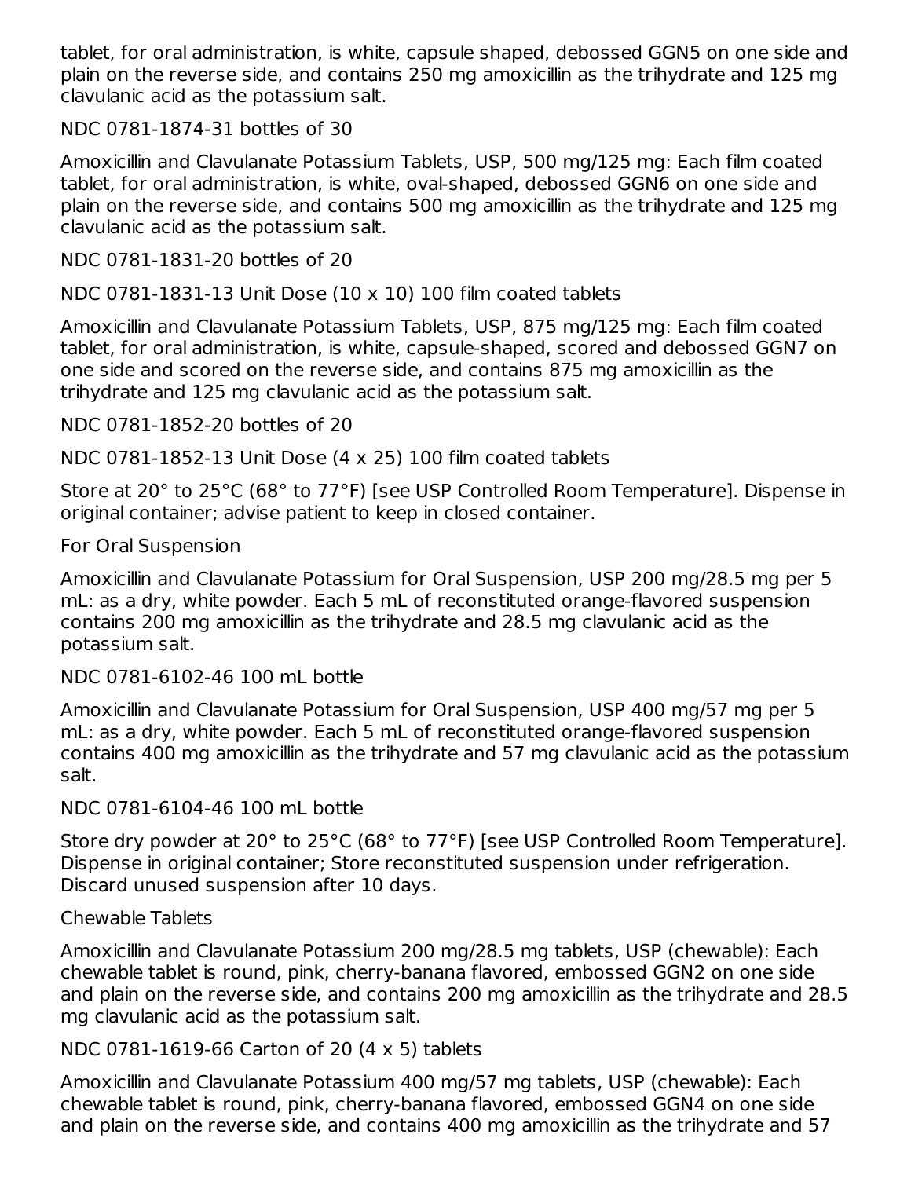tablet, for oral administration, is white, capsule shaped, debossed GGN5 on one side and plain on the reverse side, and contains 250 mg amoxicillin as the trihydrate and 125 mg clavulanic acid as the potassium salt.

NDC 0781-1874-31 bottles of 30

Amoxicillin and Clavulanate Potassium Tablets, USP, 500 mg/125 mg: Each film coated tablet, for oral administration, is white, oval-shaped, debossed GGN6 on one side and plain on the reverse side, and contains 500 mg amoxicillin as the trihydrate and 125 mg clavulanic acid as the potassium salt.

NDC 0781-1831-20 bottles of 20

NDC 0781-1831-13 Unit Dose (10 x 10) 100 film coated tablets

Amoxicillin and Clavulanate Potassium Tablets, USP, 875 mg/125 mg: Each film coated tablet, for oral administration, is white, capsule-shaped, scored and debossed GGN7 on one side and scored on the reverse side, and contains 875 mg amoxicillin as the trihydrate and 125 mg clavulanic acid as the potassium salt.

NDC 0781-1852-20 bottles of 20

NDC 0781-1852-13 Unit Dose (4 x 25) 100 film coated tablets

Store at 20° to 25°C (68° to 77°F) [see USP Controlled Room Temperature]. Dispense in original container; advise patient to keep in closed container.

For Oral Suspension

Amoxicillin and Clavulanate Potassium for Oral Suspension, USP 200 mg/28.5 mg per 5 mL: as a dry, white powder. Each 5 mL of reconstituted orange-flavored suspension contains 200 mg amoxicillin as the trihydrate and 28.5 mg clavulanic acid as the potassium salt.

NDC 0781-6102-46 100 mL bottle

Amoxicillin and Clavulanate Potassium for Oral Suspension, USP 400 mg/57 mg per 5 mL: as a dry, white powder. Each 5 mL of reconstituted orange-flavored suspension contains 400 mg amoxicillin as the trihydrate and 57 mg clavulanic acid as the potassium salt.

NDC 0781-6104-46 100 mL bottle

Store dry powder at 20° to 25°C (68° to 77°F) [see USP Controlled Room Temperature]. Dispense in original container; Store reconstituted suspension under refrigeration. Discard unused suspension after 10 days.

Chewable Tablets

Amoxicillin and Clavulanate Potassium 200 mg/28.5 mg tablets, USP (chewable): Each chewable tablet is round, pink, cherry-banana flavored, embossed GGN2 on one side and plain on the reverse side, and contains 200 mg amoxicillin as the trihydrate and 28.5 mg clavulanic acid as the potassium salt.

NDC 0781-1619-66 Carton of 20 (4 x 5) tablets

Amoxicillin and Clavulanate Potassium 400 mg/57 mg tablets, USP (chewable): Each chewable tablet is round, pink, cherry-banana flavored, embossed GGN4 on one side and plain on the reverse side, and contains 400 mg amoxicillin as the trihydrate and 57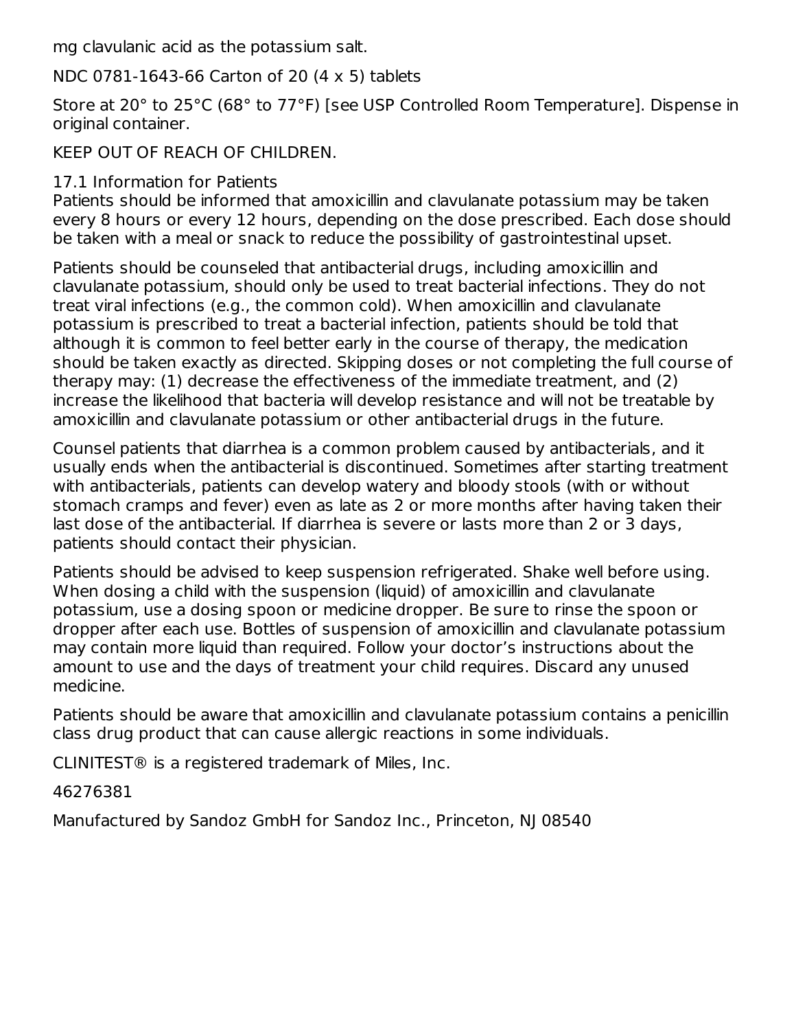mg clavulanic acid as the potassium salt.

NDC 0781-1643-66 Carton of 20 (4 x 5) tablets

Store at 20° to 25°C (68° to 77°F) [see USP Controlled Room Temperature]. Dispense in original container.

KEEP OUT OF REACH OF CHILDREN.

## 17.1 Information for Patients

Patients should be informed that amoxicillin and clavulanate potassium may be taken every 8 hours or every 12 hours, depending on the dose prescribed. Each dose should be taken with a meal or snack to reduce the possibility of gastrointestinal upset.

Patients should be counseled that antibacterial drugs, including amoxicillin and clavulanate potassium, should only be used to treat bacterial infections. They do not treat viral infections (e.g., the common cold). When amoxicillin and clavulanate potassium is prescribed to treat a bacterial infection, patients should be told that although it is common to feel better early in the course of therapy, the medication should be taken exactly as directed. Skipping doses or not completing the full course of therapy may: (1) decrease the effectiveness of the immediate treatment, and (2) increase the likelihood that bacteria will develop resistance and will not be treatable by amoxicillin and clavulanate potassium or other antibacterial drugs in the future.

Counsel patients that diarrhea is a common problem caused by antibacterials, and it usually ends when the antibacterial is discontinued. Sometimes after starting treatment with antibacterials, patients can develop watery and bloody stools (with or without stomach cramps and fever) even as late as 2 or more months after having taken their last dose of the antibacterial. If diarrhea is severe or lasts more than 2 or 3 days, patients should contact their physician.

Patients should be advised to keep suspension refrigerated. Shake well before using. When dosing a child with the suspension (liquid) of amoxicillin and clavulanate potassium, use a dosing spoon or medicine dropper. Be sure to rinse the spoon or dropper after each use. Bottles of suspension of amoxicillin and clavulanate potassium may contain more liquid than required. Follow your doctor's instructions about the amount to use and the days of treatment your child requires. Discard any unused medicine.

Patients should be aware that amoxicillin and clavulanate potassium contains a penicillin class drug product that can cause allergic reactions in some individuals.

CLINITEST® is a registered trademark of Miles, Inc.

46276381

Manufactured by Sandoz GmbH for Sandoz Inc., Princeton, NJ 08540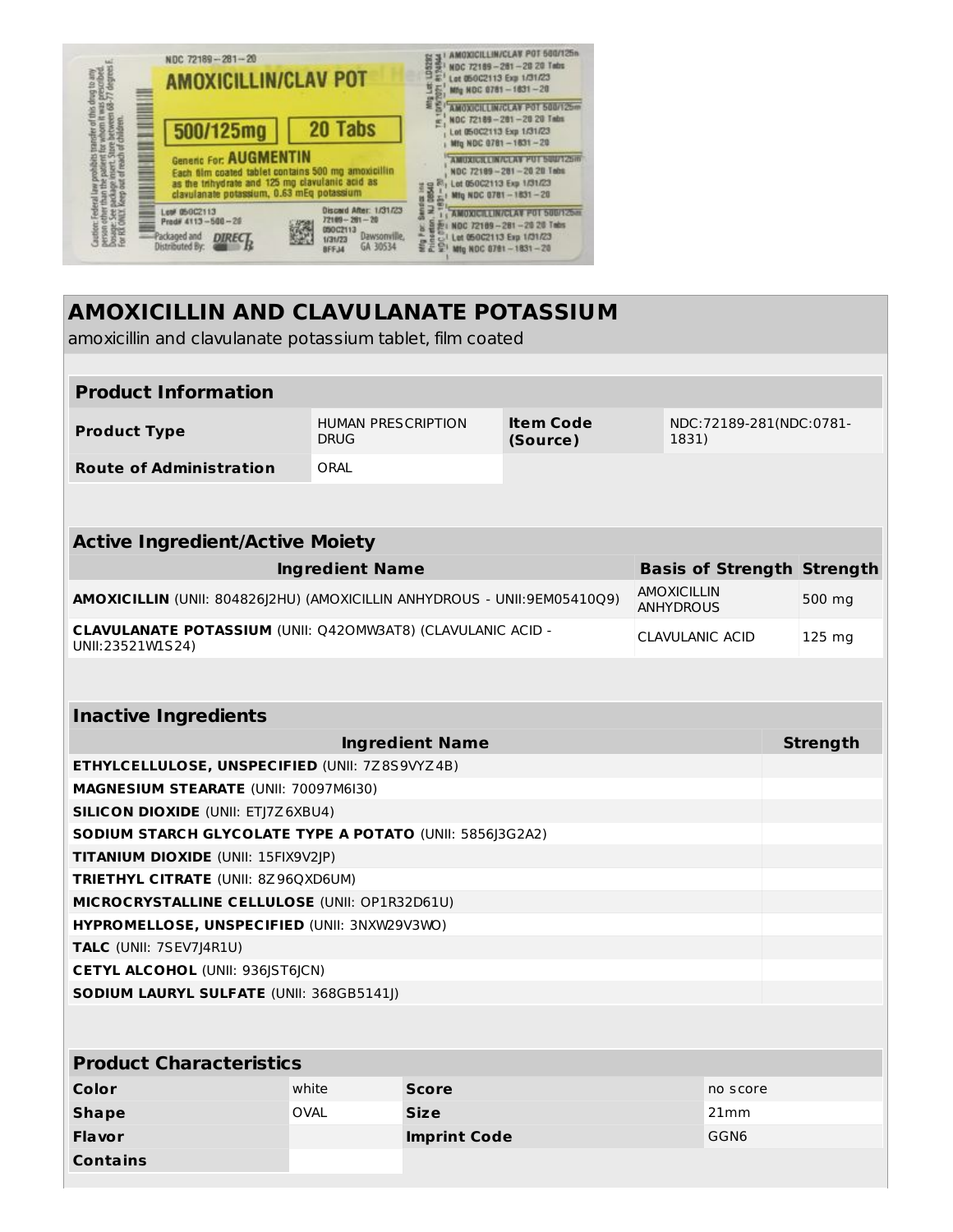NDC 72189-281-20

AMOXICILLIN/CLAV POT

500/125mg | 20 Tabs

Generic For: AUGMENTIN

Each film coated tablet contains 500 mg amoxicillin as the trihydrate and 125 mg clavulanic acid as clavulanate potassium, 0.63 mEq potassium

Lot# 050C2113
Prod# 4113-500-20

Discard After: 1/31/23

Packaged and Distributed By: DIRECT Rx

72189-281-20
050C2113
1/31/23
8FFJ4

Dawsonville, GA 30534

Caution: Federal law prohibits transfer of this drug to any person other than the patient for whom it was prescribed. Dosage: See package insert. Store between 68-77 degrees F. For RX ONLY. Keep out of reach of children.

Mfg Lot: LD5292
TR 10/5/2021 R1745444

Mfg For: Sandoz Inc Princeton, NJ 08540
NDC 0781-1831-20

AMOXICILLIN/CLAV POT 500/125m
NDC 72189-281-20 20 Tabs
Lot 050C2113 Exp 1/31/23
Mfg NDC 0781-1831-20

AMOXICILLIN/CLAV POT 500/125m
NDC 72189-281-20 20 Tabs
Lot 050C2113 Exp 1/31/23
Mfg NDC 0781-1831-20

AMOXICILLIN/CLAV POT 500/125m
NDC 72189-281-20 20 Tabs
Lot 050C2113 Exp 1/31/23
Mfg NDC 0781-1831-20

AMOXICILLIN/CLAV POT 500/125m
NDC 72189-281-20 20 Tabs
Lot 050C2113 Exp 1/31/23
Mfg NDC 0781-1831-20

# AMOXICILLIN AND CLAVULANATE POTASSIUM

amoxicillin and clavulanate potassium tablet, film coated

| Product Information | | | |
|---|---|---|---|
| **Product Type** | HUMAN PRESCRIPTION DRUG | **Item Code (Source)** | NDC:72189-281(NDC:0781-1831) |
| **Route of Administration** | ORAL | | |

| Active Ingredient/Active Moiety | | |
|---|---|---|
| **Ingredient Name** | **Basis of Strength** | **Strength** |
| **AMOXICILLIN** (UNII: 804826J2HU) (AMOXICILLIN ANHYDROUS - UNII:9EM05410Q9) | AMOXICILLIN ANHYDROUS | 500 mg |
| **CLAVULANATE POTASSIUM** (UNII: Q42OMW3AT8) (CLAVULANIC ACID - UNII:23521W1S24) | CLAVULANIC ACID | 125 mg |

| Inactive Ingredients | |
|---|---|
| **Ingredient Name** | **Strength** |
| **ETHYLCELLULOSE, UNSPECIFIED** (UNII: 7Z8S9VYZ4B) | |
| **MAGNESIUM STEARATE** (UNII: 70097M6I30) | |
| **SILICON DIOXIDE** (UNII: ETJ7Z6XBU4) | |
| **SODIUM STARCH GLYCOLATE TYPE A POTATO** (UNII: 5856J3G2A2) | |
| **TITANIUM DIOXIDE** (UNII: 15FIX9V2JP) | |
| **TRIETHYL CITRATE** (UNII: 8Z96QXD6UM) | |
| **MICROCRYSTALLINE CELLULOSE** (UNII: OP1R32D61U) | |
| **HYPROMELLOSE, UNSPECIFIED** (UNII: 3NXW29V3WO) | |
| **TALC** (UNII: 7SEV7J4R1U) | |
| **CETYL ALCOHOL** (UNII: 936JST6JCN) | |
| **SODIUM LAURYL SULFATE** (UNII: 368GB5141J) | |

| Product Characteristics | | | |
|---|---|---|---|
| **Color** | white | **Score** | no score |
| **Shape** | OVAL | **Size** | 21mm |
| **Flavor** | | **Imprint Code** | GGN6 |
| **Contains** | | | |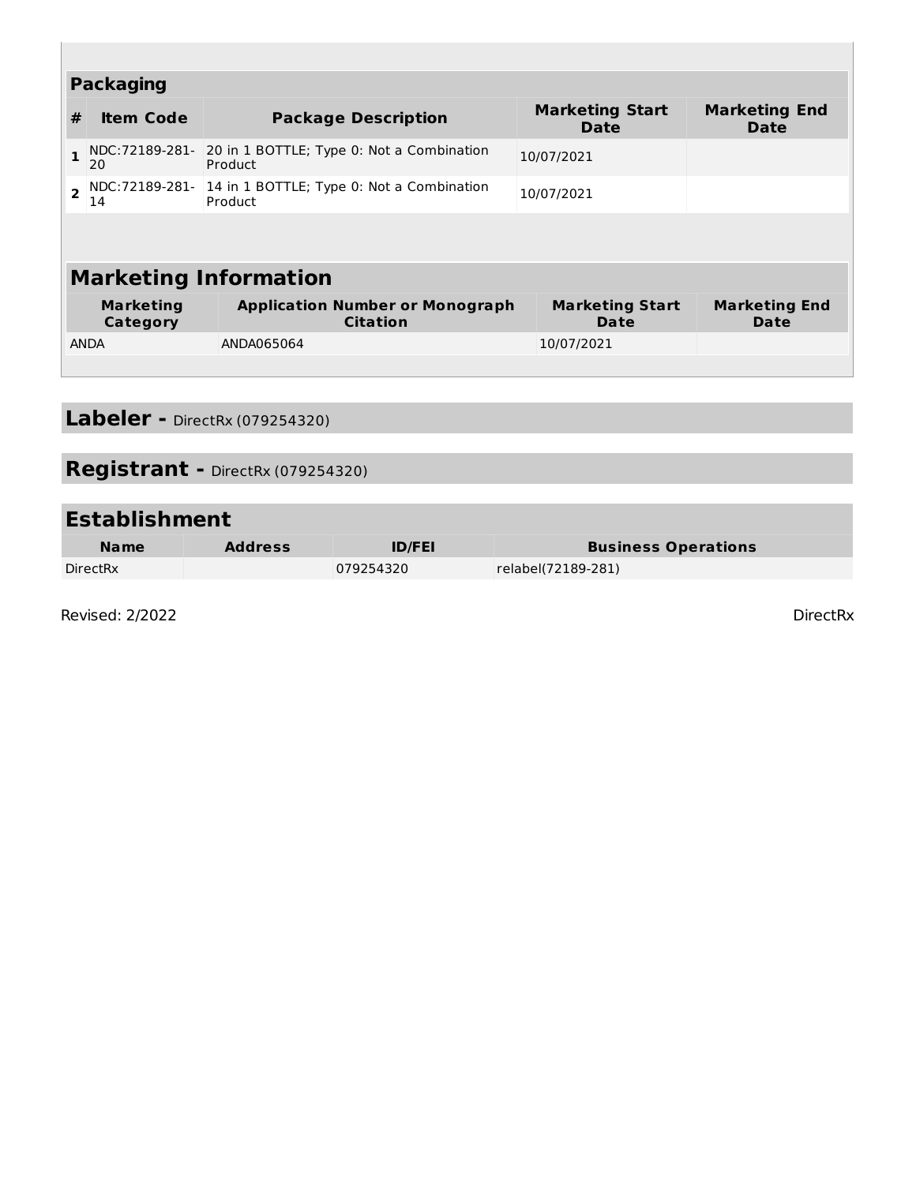### Packaging

| # | Item Code | Package Description | Marketing Start Date | Marketing End Date |
|---|---|---|---|---|
| 1 | NDC:72189-281-20 | 20 in 1 BOTTLE; Type 0: Not a Combination Product | 10/07/2021 | |
| 2 | NDC:72189-281-14 | 14 in 1 BOTTLE; Type 0: Not a Combination Product | 10/07/2021 | |

### Marketing Information

| Marketing Category | Application Number or Monograph Citation | Marketing Start Date | Marketing End Date |
|---|---|---|---|
| ANDA | ANDA065064 | 10/07/2021 | |

## Labeler - DirectRx (079254320)

## Registrant - DirectRx (079254320)

## Establishment

| Name | Address | ID/FEI | Business Operations |
|---|---|---|---|
| DirectRx | | 079254320 | relabel(72189-281) |

Revised: 2/2022

DirectRx